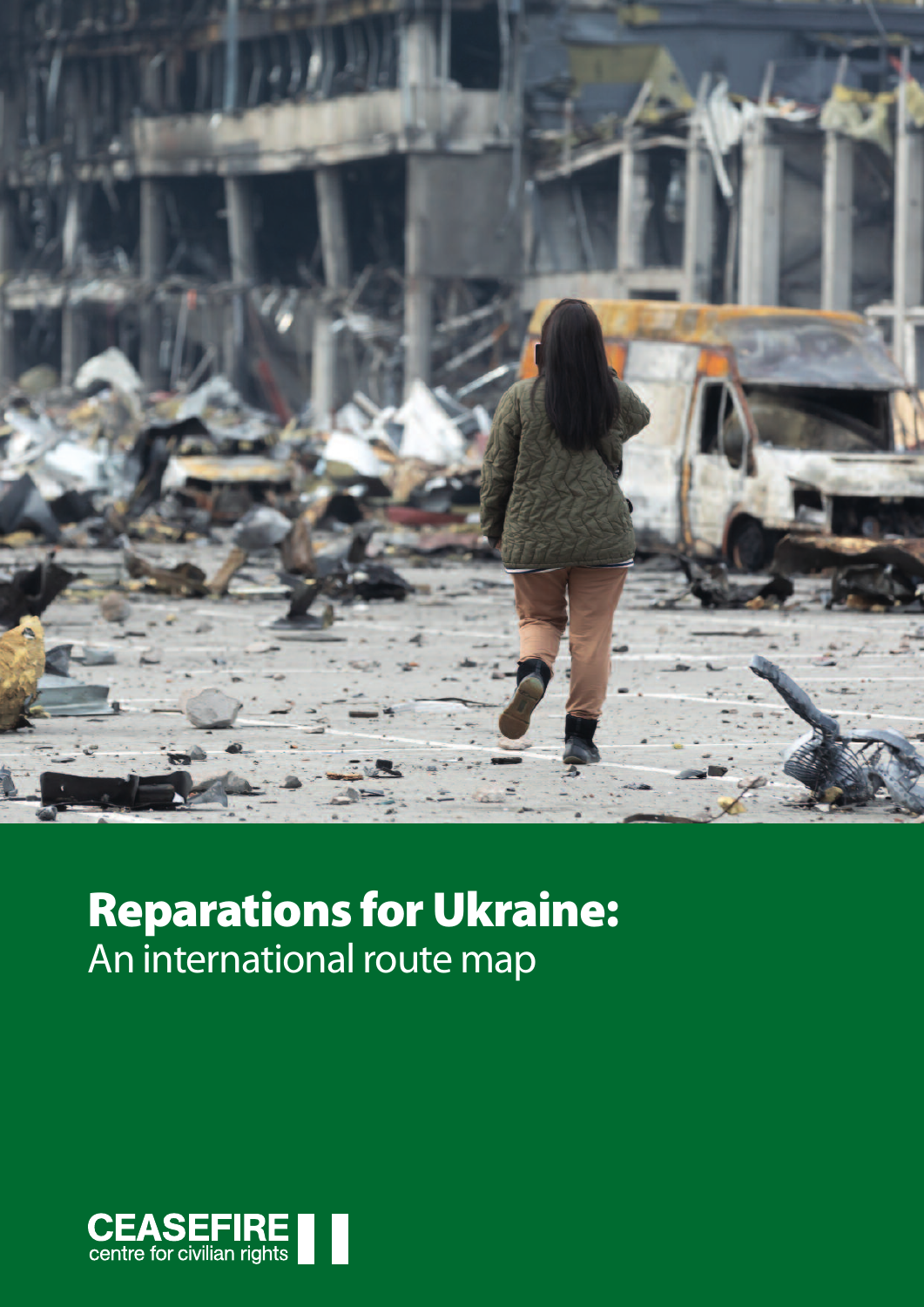# Reparations for Ukraine:

An international route map

CEASEFIRE
centre for civilian rights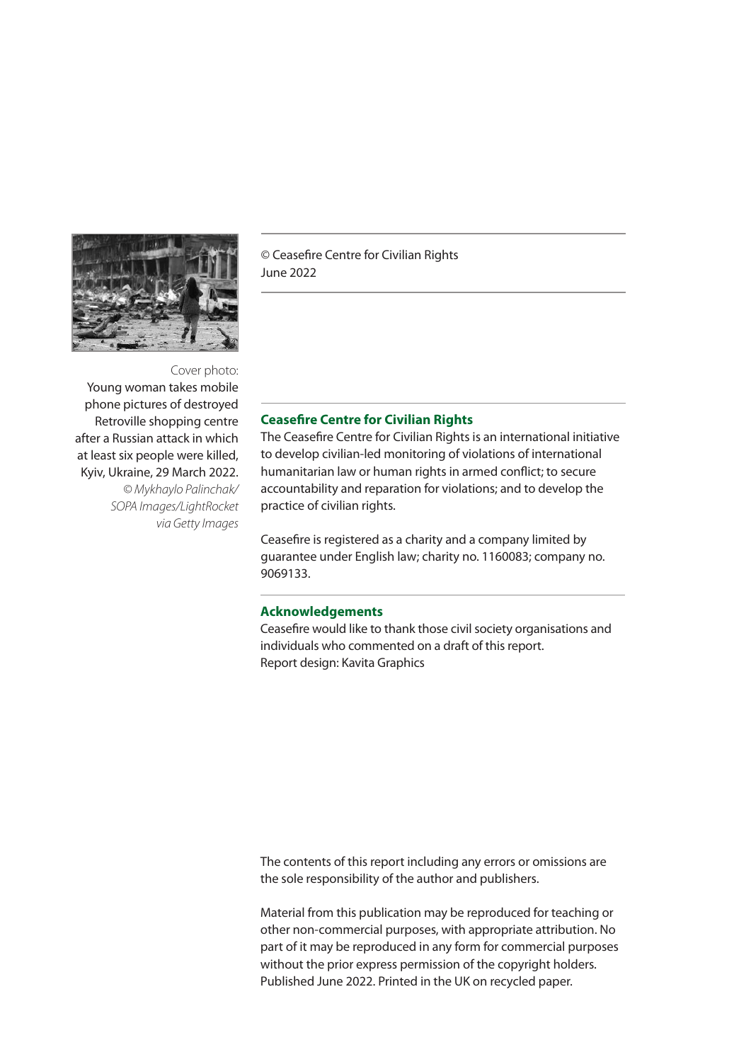Cover photo:
Young woman takes mobile phone pictures of destroyed Retroville shopping centre after a Russian attack in which at least six people were killed, Kyiv, Ukraine, 29 March 2022.
*© Mykhaylo Palinchak/ SOPA Images/LightRocket via Getty Images*

© Ceasefire Centre for Civilian Rights
June 2022

**Ceasefire Centre for Civilian Rights**

The Ceasefire Centre for Civilian Rights is an international initiative to develop civilian-led monitoring of violations of international humanitarian law or human rights in armed conflict; to secure accountability and reparation for violations; and to develop the practice of civilian rights.

Ceasefire is registered as a charity and a company limited by guarantee under English law; charity no. 1160083; company no. 9069133.

**Acknowledgements**

Ceasefire would like to thank those civil society organisations and individuals who commented on a draft of this report.
Report design: Kavita Graphics

The contents of this report including any errors or omissions are the sole responsibility of the author and publishers.

Material from this publication may be reproduced for teaching or other non-commercial purposes, with appropriate attribution. No part of it may be reproduced in any form for commercial purposes without the prior express permission of the copyright holders. Published June 2022. Printed in the UK on recycled paper.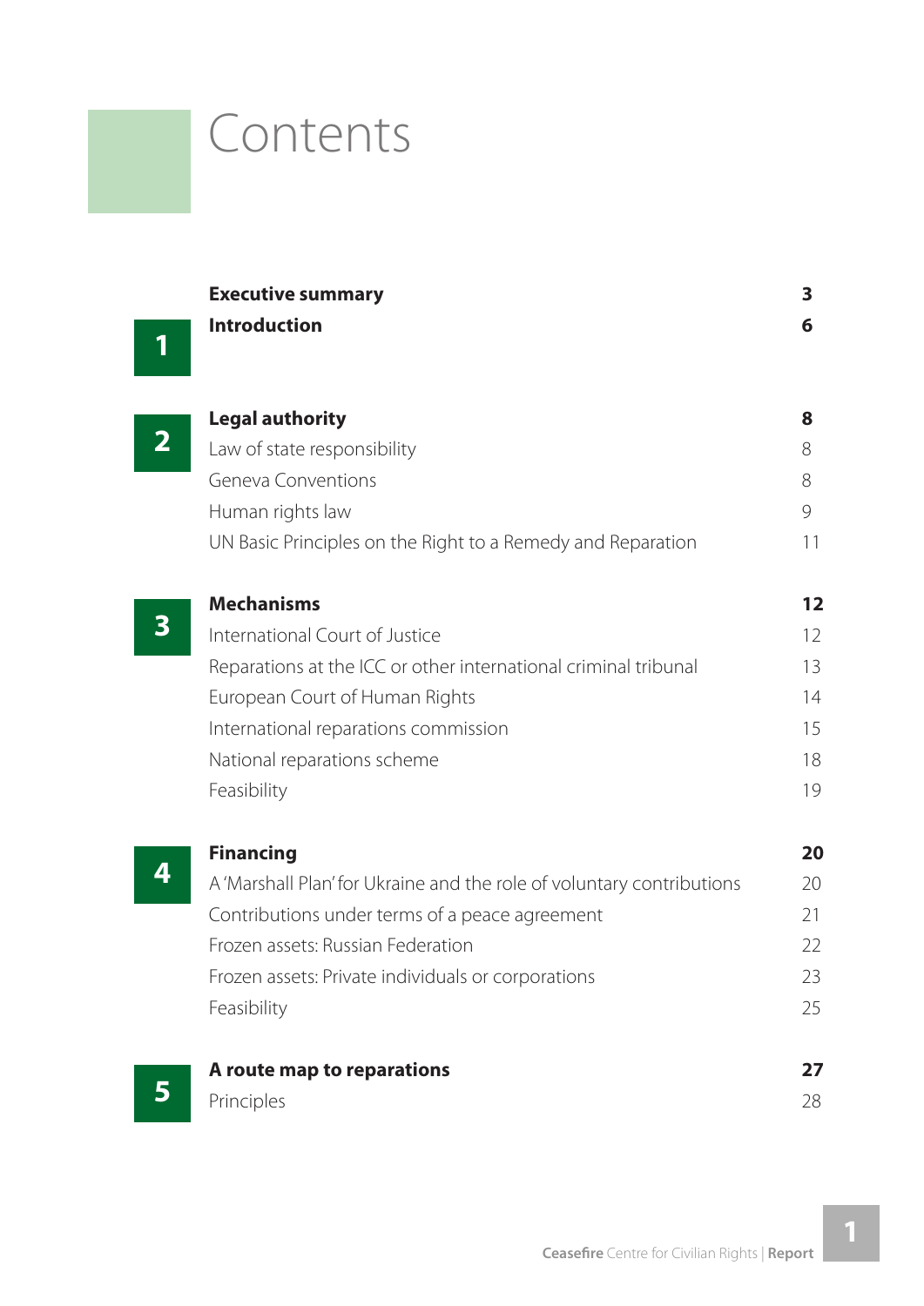# Contents

| | | |
|---|---|---|
| | **Executive summary** | **3** |
| **1** | **Introduction** | **6** |
| **2** | **Legal authority** | **8** |
| | Law of state responsibility | 8 |
| | Geneva Conventions | 8 |
| | Human rights law | 9 |
| | UN Basic Principles on the Right to a Remedy and Reparation | 11 |
| **3** | **Mechanisms** | **12** |
| | International Court of Justice | 12 |
| | Reparations at the ICC or other international criminal tribunal | 13 |
| | European Court of Human Rights | 14 |
| | International reparations commission | 15 |
| | National reparations scheme | 18 |
| | Feasibility | 19 |
| **4** | **Financing** | **20** |
| | A 'Marshall Plan' for Ukraine and the role of voluntary contributions | 20 |
| | Contributions under terms of a peace agreement | 21 |
| | Frozen assets: Russian Federation | 22 |
| | Frozen assets: Private individuals or corporations | 23 |
| | Feasibility | 25 |
| **5** | **A route map to reparations** | **27** |
| | Principles | 28 |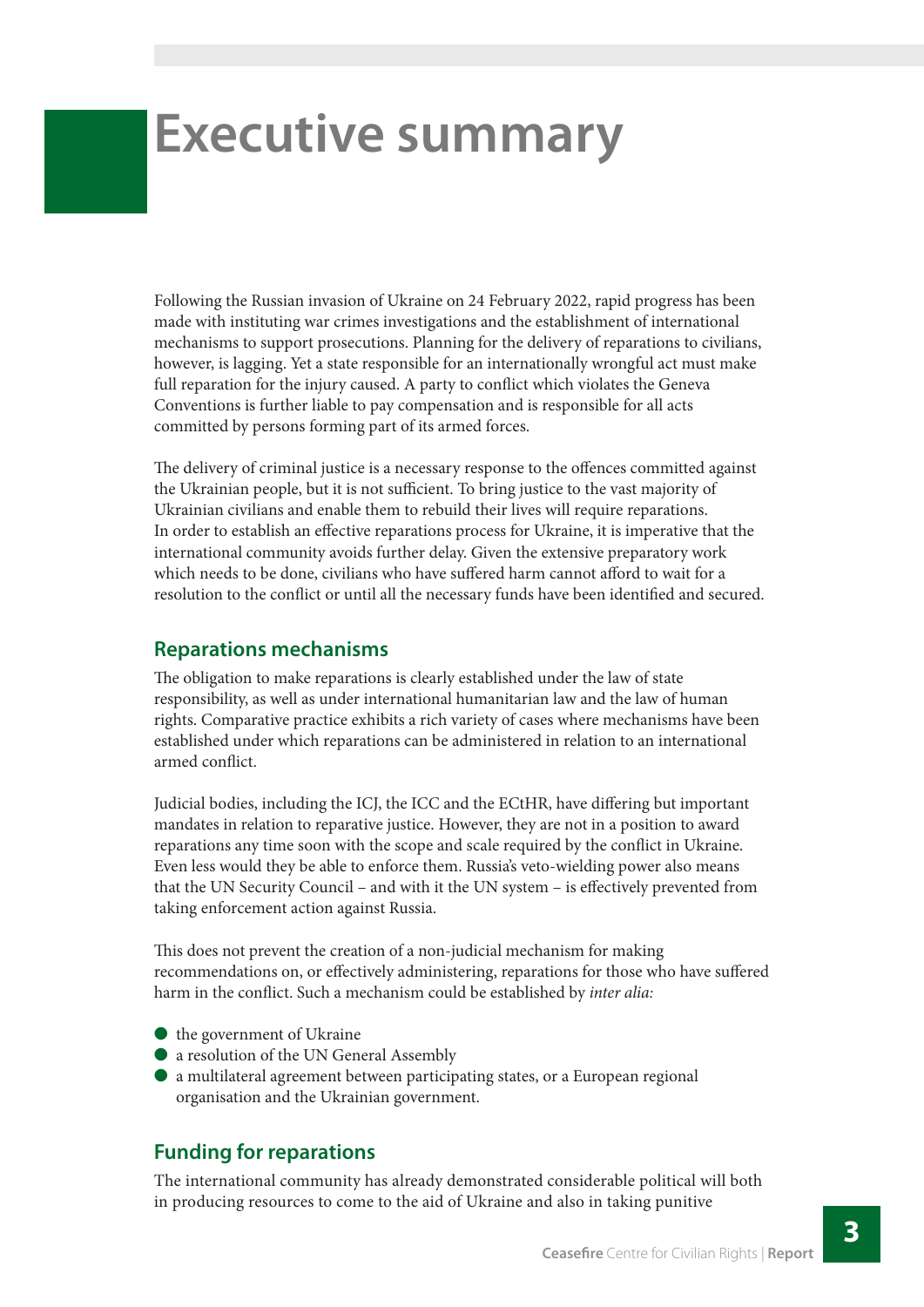# Executive summary

Following the Russian invasion of Ukraine on 24 February 2022, rapid progress has been made with instituting war crimes investigations and the establishment of international mechanisms to support prosecutions. Planning for the delivery of reparations to civilians, however, is lagging. Yet a state responsible for an internationally wrongful act must make full reparation for the injury caused. A party to conflict which violates the Geneva Conventions is further liable to pay compensation and is responsible for all acts committed by persons forming part of its armed forces.

The delivery of criminal justice is a necessary response to the offences committed against the Ukrainian people, but it is not sufficient. To bring justice to the vast majority of Ukrainian civilians and enable them to rebuild their lives will require reparations. In order to establish an effective reparations process for Ukraine, it is imperative that the international community avoids further delay. Given the extensive preparatory work which needs to be done, civilians who have suffered harm cannot afford to wait for a resolution to the conflict or until all the necessary funds have been identified and secured.

## Reparations mechanisms

The obligation to make reparations is clearly established under the law of state responsibility, as well as under international humanitarian law and the law of human rights. Comparative practice exhibits a rich variety of cases where mechanisms have been established under which reparations can be administered in relation to an international armed conflict.

Judicial bodies, including the ICJ, the ICC and the ECtHR, have differing but important mandates in relation to reparative justice. However, they are not in a position to award reparations any time soon with the scope and scale required by the conflict in Ukraine. Even less would they be able to enforce them. Russia's veto-wielding power also means that the UN Security Council – and with it the UN system – is effectively prevented from taking enforcement action against Russia.

This does not prevent the creation of a non-judicial mechanism for making recommendations on, or effectively administering, reparations for those who have suffered harm in the conflict. Such a mechanism could be established by *inter alia:*

- the government of Ukraine
- a resolution of the UN General Assembly
- a multilateral agreement between participating states, or a European regional organisation and the Ukrainian government.

## Funding for reparations

The international community has already demonstrated considerable political will both in producing resources to come to the aid of Ukraine and also in taking punitive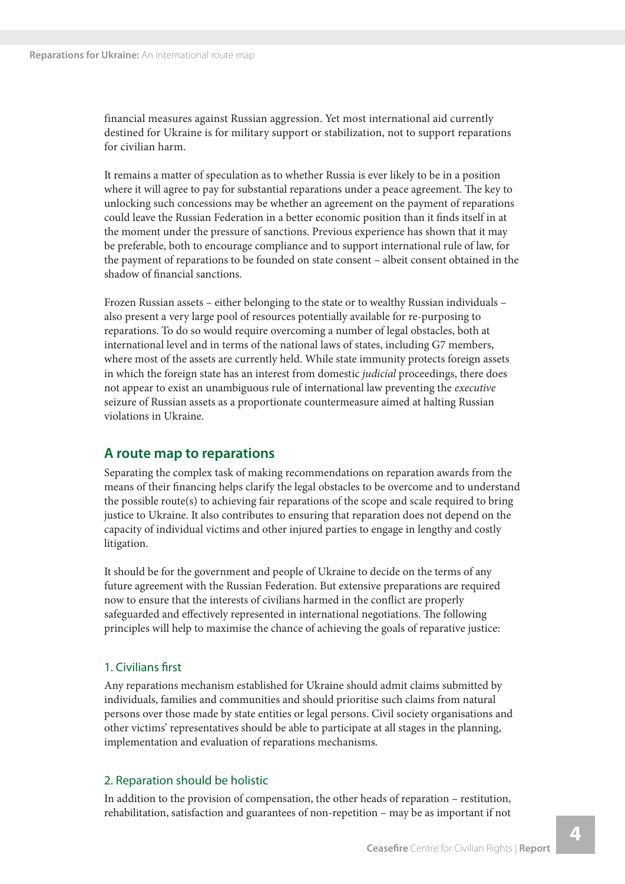financial measures against Russian aggression. Yet most international aid currently destined for Ukraine is for military support or stabilization, not to support reparations for civilian harm.

It remains a matter of speculation as to whether Russia is ever likely to be in a position where it will agree to pay for substantial reparations under a peace agreement. The key to unlocking such concessions may be whether an agreement on the payment of reparations could leave the Russian Federation in a better economic position than it finds itself in at the moment under the pressure of sanctions. Previous experience has shown that it may be preferable, both to encourage compliance and to support international rule of law, for the payment of reparations to be founded on state consent – albeit consent obtained in the shadow of financial sanctions.

Frozen Russian assets – either belonging to the state or to wealthy Russian individuals – also present a very large pool of resources potentially available for re-purposing to reparations. To do so would require overcoming a number of legal obstacles, both at international level and in terms of the national laws of states, including G7 members, where most of the assets are currently held. While state immunity protects foreign assets in which the foreign state has an interest from domestic *judicial* proceedings, there does not appear to exist an unambiguous rule of international law preventing the *executive* seizure of Russian assets as a proportionate countermeasure aimed at halting Russian violations in Ukraine.

## A route map to reparations

Separating the complex task of making recommendations on reparation awards from the means of their financing helps clarify the legal obstacles to be overcome and to understand the possible route(s) to achieving fair reparations of the scope and scale required to bring justice to Ukraine. It also contributes to ensuring that reparation does not depend on the capacity of individual victims and other injured parties to engage in lengthy and costly litigation.

It should be for the government and people of Ukraine to decide on the terms of any future agreement with the Russian Federation. But extensive preparations are required now to ensure that the interests of civilians harmed in the conflict are properly safeguarded and effectively represented in international negotiations. The following principles will help to maximise the chance of achieving the goals of reparative justice:

### 1. Civilians first

Any reparations mechanism established for Ukraine should admit claims submitted by individuals, families and communities and should prioritise such claims from natural persons over those made by state entities or legal persons. Civil society organisations and other victims' representatives should be able to participate at all stages in the planning, implementation and evaluation of reparations mechanisms.

### 2. Reparation should be holistic

In addition to the provision of compensation, the other heads of reparation – restitution, rehabilitation, satisfaction and guarantees of non-repetition – may be as important if not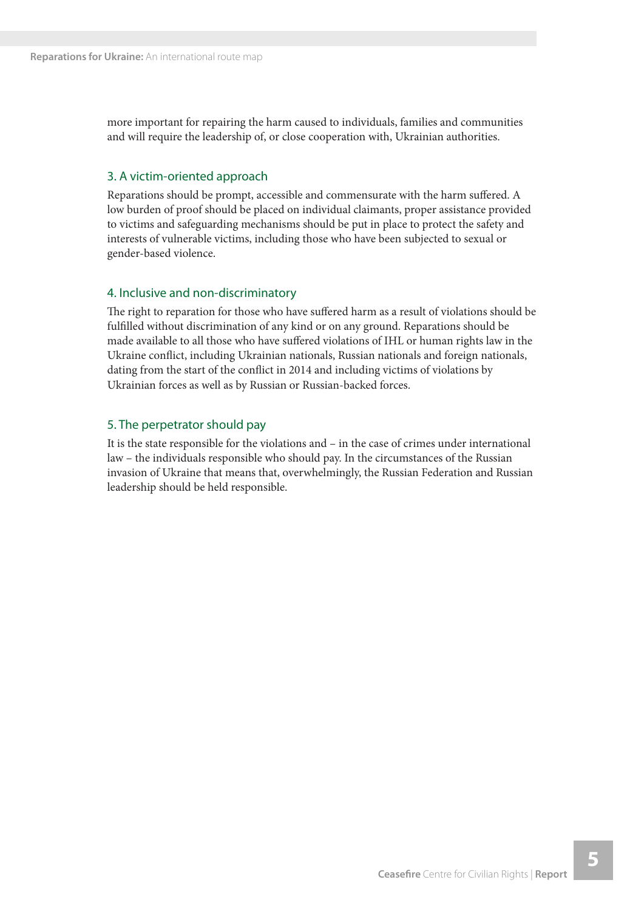more important for repairing the harm caused to individuals, families and communities and will require the leadership of, or close cooperation with, Ukrainian authorities.

### 3. A victim-oriented approach

Reparations should be prompt, accessible and commensurate with the harm suffered. A low burden of proof should be placed on individual claimants, proper assistance provided to victims and safeguarding mechanisms should be put in place to protect the safety and interests of vulnerable victims, including those who have been subjected to sexual or gender-based violence.

### 4. Inclusive and non-discriminatory

The right to reparation for those who have suffered harm as a result of violations should be fulfilled without discrimination of any kind or on any ground. Reparations should be made available to all those who have suffered violations of IHL or human rights law in the Ukraine conflict, including Ukrainian nationals, Russian nationals and foreign nationals, dating from the start of the conflict in 2014 and including victims of violations by Ukrainian forces as well as by Russian or Russian-backed forces.

### 5. The perpetrator should pay

It is the state responsible for the violations and – in the case of crimes under international law – the individuals responsible who should pay. In the circumstances of the Russian invasion of Ukraine that means that, overwhelmingly, the Russian Federation and Russian leadership should be held responsible.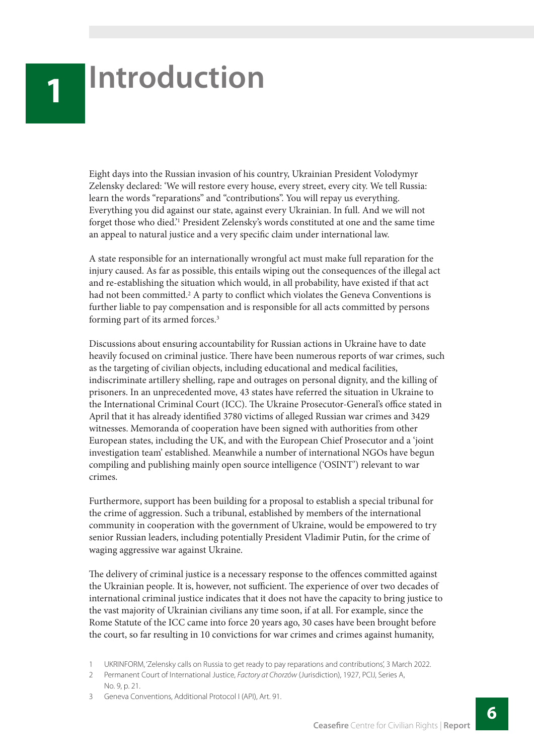# 1 Introduction

Eight days into the Russian invasion of his country, Ukrainian President Volodymyr Zelensky declared: 'We will restore every house, every street, every city. We tell Russia: learn the words "reparations" and "contributions". You will repay us everything. Everything you did against our state, against every Ukrainian. In full. And we will not forget those who died.'[1] President Zelensky's words constituted at one and the same time an appeal to natural justice and a very specific claim under international law.

A state responsible for an internationally wrongful act must make full reparation for the injury caused. As far as possible, this entails wiping out the consequences of the illegal act and re-establishing the situation which would, in all probability, have existed if that act had not been committed.[2] A party to conflict which violates the Geneva Conventions is further liable to pay compensation and is responsible for all acts committed by persons forming part of its armed forces.[3]

Discussions about ensuring accountability for Russian actions in Ukraine have to date heavily focused on criminal justice. There have been numerous reports of war crimes, such as the targeting of civilian objects, including educational and medical facilities, indiscriminate artillery shelling, rape and outrages on personal dignity, and the killing of prisoners. In an unprecedented move, 43 states have referred the situation in Ukraine to the International Criminal Court (ICC). The Ukraine Prosecutor-General's office stated in April that it has already identified 3780 victims of alleged Russian war crimes and 3429 witnesses. Memoranda of cooperation have been signed with authorities from other European states, including the UK, and with the European Chief Prosecutor and a 'joint investigation team' established. Meanwhile a number of international NGOs have begun compiling and publishing mainly open source intelligence ('OSINT') relevant to war crimes.

Furthermore, support has been building for a proposal to establish a special tribunal for the crime of aggression. Such a tribunal, established by members of the international community in cooperation with the government of Ukraine, would be empowered to try senior Russian leaders, including potentially President Vladimir Putin, for the crime of waging aggressive war against Ukraine.

The delivery of criminal justice is a necessary response to the offences committed against the Ukrainian people. It is, however, not sufficient. The experience of over two decades of international criminal justice indicates that it does not have the capacity to bring justice to the vast majority of Ukrainian civilians any time soon, if at all. For example, since the Rome Statute of the ICC came into force 20 years ago, 30 cases have been brought before the court, so far resulting in 10 convictions for war crimes and crimes against humanity,

1 UKRINFORM, 'Zelensky calls on Russia to get ready to pay reparations and contributions', 3 March 2022.

2 Permanent Court of International Justice, *Factory at Chorzów* (Jurisdiction), 1927, PCIJ, Series A, No. 9, p. 21.

3 Geneva Conventions, Additional Protocol I (API), Art. 91.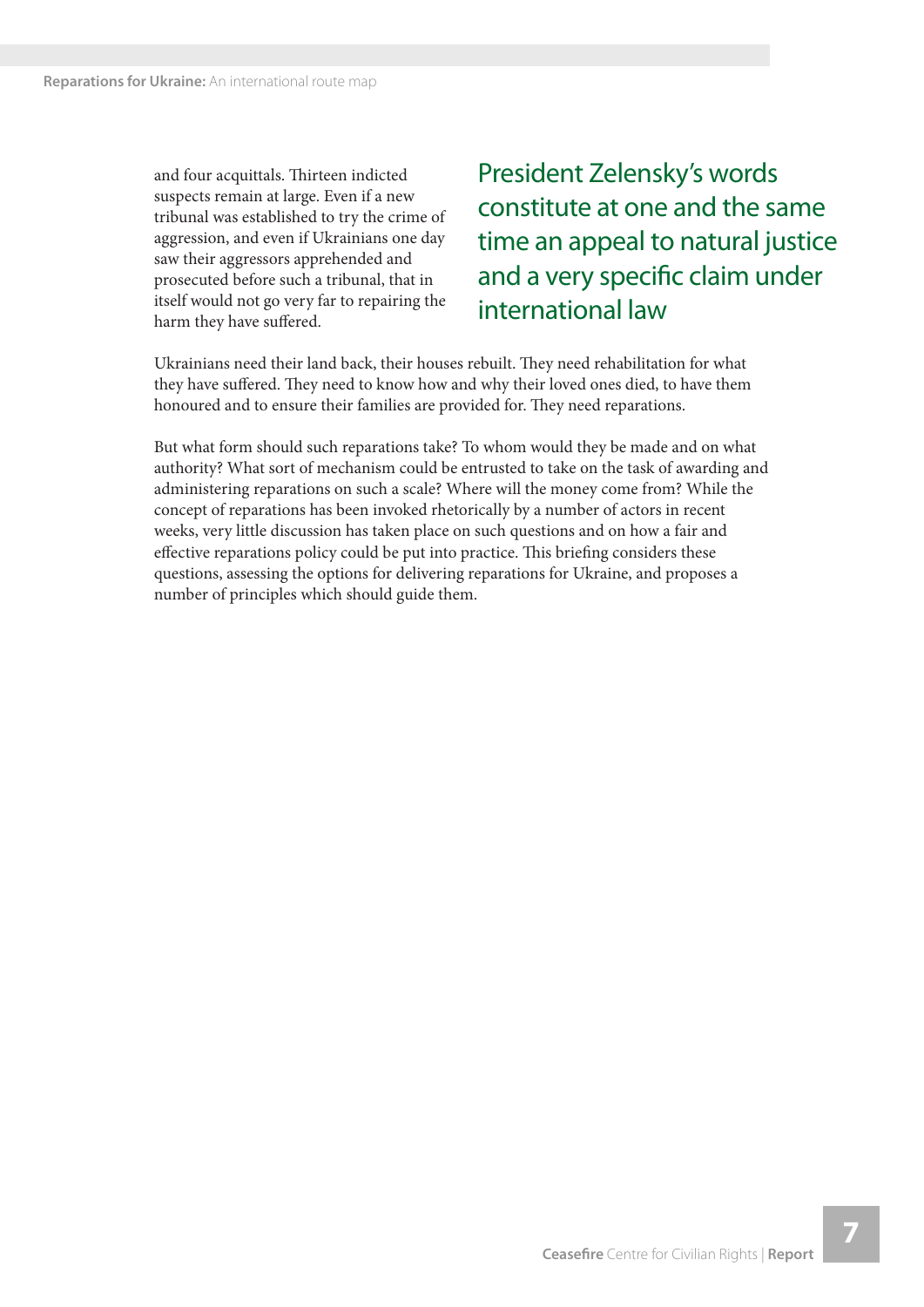and four acquittals. Thirteen indicted suspects remain at large. Even if a new tribunal was established to try the crime of aggression, and even if Ukrainians one day saw their aggressors apprehended and prosecuted before such a tribunal, that in itself would not go very far to repairing the harm they have suffered.

> President Zelensky's words constitute at one and the same time an appeal to natural justice and a very specific claim under international law

Ukrainians need their land back, their houses rebuilt. They need rehabilitation for what they have suffered. They need to know how and why their loved ones died, to have them honoured and to ensure their families are provided for. They need reparations.

But what form should such reparations take? To whom would they be made and on what authority? What sort of mechanism could be entrusted to take on the task of awarding and administering reparations on such a scale? Where will the money come from? While the concept of reparations has been invoked rhetorically by a number of actors in recent weeks, very little discussion has taken place on such questions and on how a fair and effective reparations policy could be put into practice. This briefing considers these questions, assessing the options for delivering reparations for Ukraine, and proposes a number of principles which should guide them.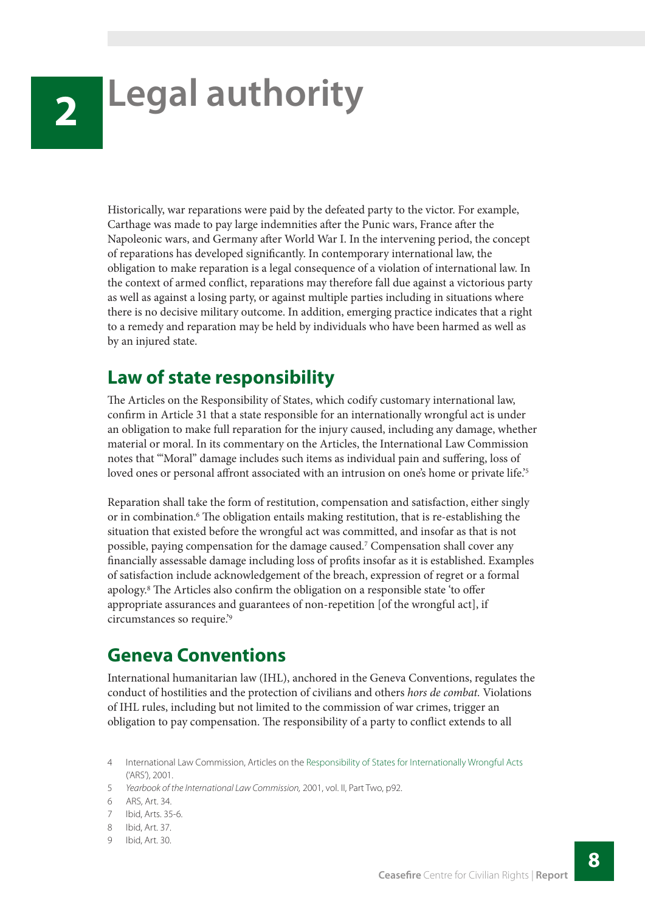# 2 Legal authority

Historically, war reparations were paid by the defeated party to the victor. For example, Carthage was made to pay large indemnities after the Punic wars, France after the Napoleonic wars, and Germany after World War I. In the intervening period, the concept of reparations has developed significantly. In contemporary international law, the obligation to make reparation is a legal consequence of a violation of international law. In the context of armed conflict, reparations may therefore fall due against a victorious party as well as against a losing party, or against multiple parties including in situations where there is no decisive military outcome. In addition, emerging practice indicates that a right to a remedy and reparation may be held by individuals who have been harmed as well as by an injured state.

## Law of state responsibility

The Articles on the Responsibility of States, which codify customary international law, confirm in Article 31 that a state responsible for an internationally wrongful act is under an obligation to make full reparation for the injury caused, including any damage, whether material or moral. In its commentary on the Articles, the International Law Commission notes that '"Moral" damage includes such items as individual pain and suffering, loss of loved ones or personal affront associated with an intrusion on one's home or private life.'[5]

Reparation shall take the form of restitution, compensation and satisfaction, either singly or in combination.[6] The obligation entails making restitution, that is re-establishing the situation that existed before the wrongful act was committed, and insofar as that is not possible, paying compensation for the damage caused.[7] Compensation shall cover any financially assessable damage including loss of profits insofar as it is established. Examples of satisfaction include acknowledgement of the breach, expression of regret or a formal apology.[8] The Articles also confirm the obligation on a responsible state 'to offer appropriate assurances and guarantees of non-repetition [of the wrongful act], if circumstances so require.'[9]

## Geneva Conventions

International humanitarian law (IHL), anchored in the Geneva Conventions, regulates the conduct of hostilities and the protection of civilians and others *hors de combat.* Violations of IHL rules, including but not limited to the commission of war crimes, trigger an obligation to pay compensation. The responsibility of a party to conflict extends to all

4 International Law Commission, Articles on the Responsibility of States for Internationally Wrongful Acts ('ARS'), 2001.

5 *Yearbook of the International Law Commission,* 2001, vol. II, Part Two, p92.

6 ARS, Art. 34.

7 Ibid, Arts. 35-6.

8 Ibid, Art. 37.

9 Ibid, Art. 30.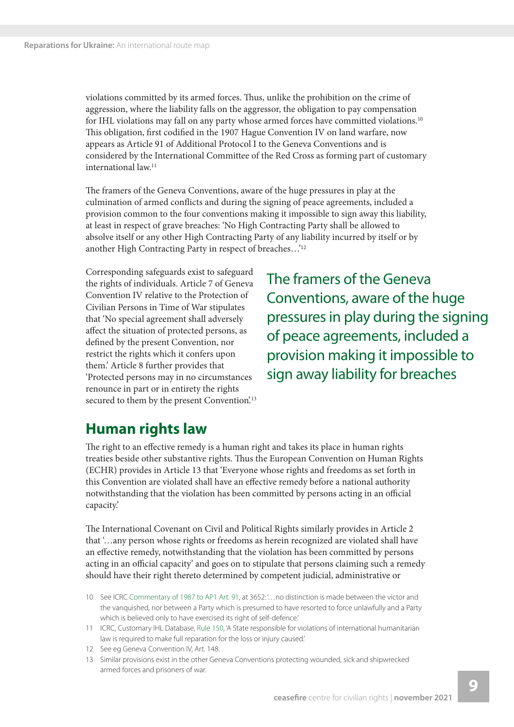violations committed by its armed forces. Thus, unlike the prohibition on the crime of aggression, where the liability falls on the aggressor, the obligation to pay compensation for IHL violations may fall on any party whose armed forces have committed violations.[10] This obligation, first codified in the 1907 Hague Convention IV on land warfare, now appears as Article 91 of Additional Protocol I to the Geneva Conventions and is considered by the International Committee of the Red Cross as forming part of customary international law.[11]

The framers of the Geneva Conventions, aware of the huge pressures in play at the culmination of armed conflicts and during the signing of peace agreements, included a provision common to the four conventions making it impossible to sign away this liability, at least in respect of grave breaches: 'No High Contracting Party shall be allowed to absolve itself or any other High Contracting Party of any liability incurred by itself or by another High Contracting Party in respect of breaches…'[12]

Corresponding safeguards exist to safeguard the rights of individuals. Article 7 of Geneva Convention IV relative to the Protection of Civilian Persons in Time of War stipulates that 'No special agreement shall adversely affect the situation of protected persons, as defined by the present Convention, nor restrict the rights which it confers upon them.' Article 8 further provides that 'Protected persons may in no circumstances renounce in part or in entirety the rights secured to them by the present Convention.'[13]

> The framers of the Geneva Conventions, aware of the huge pressures in play during the signing of peace agreements, included a provision making it impossible to sign away liability for breaches

## Human rights law

The right to an effective remedy is a human right and takes its place in human rights treaties beside other substantive rights. Thus the European Convention on Human Rights (ECHR) provides in Article 13 that 'Everyone whose rights and freedoms as set forth in this Convention are violated shall have an effective remedy before a national authority notwithstanding that the violation has been committed by persons acting in an official capacity.'

The International Covenant on Civil and Political Rights similarly provides in Article 2 that '…any person whose rights or freedoms as herein recognized are violated shall have an effective remedy, notwithstanding that the violation has been committed by persons acting in an official capacity' and goes on to stipulate that persons claiming such a remedy should have their right thereto determined by competent judicial, administrative or

---

10 See ICRC Commentary of 1987 to AP1 Art. 91, at 3652: '…no distinction is made between the victor and the vanquished, nor between a Party which is presumed to have resorted to force unlawfully and a Party which is believed only to have exercised its right of self-defence.'

11 ICRC, Customary IHL Database, Rule 150, 'A State responsible for violations of international humanitarian law is required to make full reparation for the loss or injury caused.'

12 See eg Geneva Convention IV, Art. 148.

13 Similar provisions exist in the other Geneva Conventions protecting wounded, sick and shipwrecked armed forces and prisoners of war.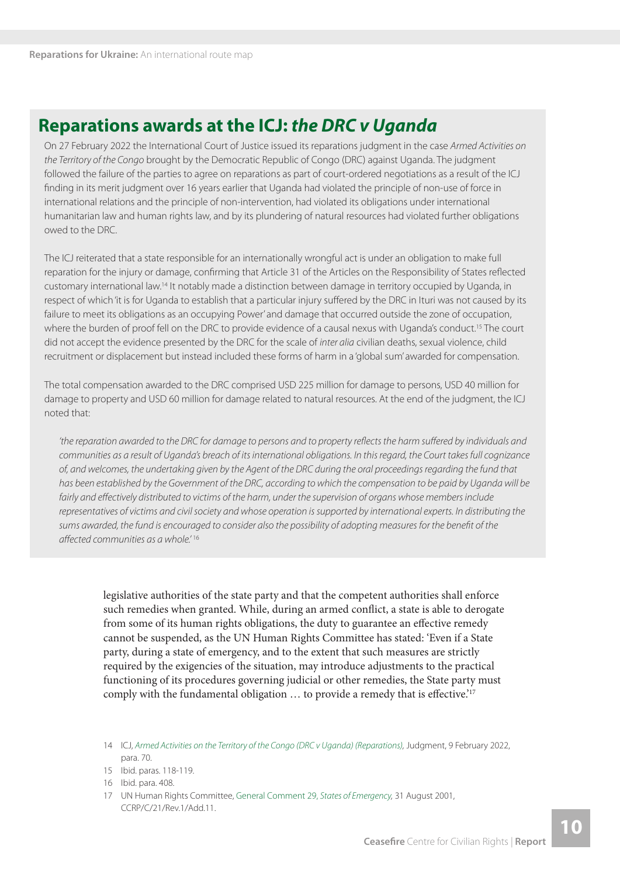## Reparations awards at the ICJ: *the DRC v Uganda*

On 27 February 2022 the International Court of Justice issued its reparations judgment in the case *Armed Activities on the Territory of the Congo* brought by the Democratic Republic of Congo (DRC) against Uganda. The judgment followed the failure of the parties to agree on reparations as part of court-ordered negotiations as a result of the ICJ finding in its merit judgment over 16 years earlier that Uganda had violated the principle of non-use of force in international relations and the principle of non-intervention, had violated its obligations under international humanitarian law and human rights law, and by its plundering of natural resources had violated further obligations owed to the DRC.

The ICJ reiterated that a state responsible for an internationally wrongful act is under an obligation to make full reparation for the injury or damage, confirming that Article 31 of the Articles on the Responsibility of States reflected customary international law.[14] It notably made a distinction between damage in territory occupied by Uganda, in respect of which 'it is for Uganda to establish that a particular injury suffered by the DRC in Ituri was not caused by its failure to meet its obligations as an occupying Power' and damage that occurred outside the zone of occupation, where the burden of proof fell on the DRC to provide evidence of a causal nexus with Uganda's conduct.[15] The court did not accept the evidence presented by the DRC for the scale of *inter alia* civilian deaths, sexual violence, child recruitment or displacement but instead included these forms of harm in a 'global sum' awarded for compensation.

The total compensation awarded to the DRC comprised USD 225 million for damage to persons, USD 40 million for damage to property and USD 60 million for damage related to natural resources. At the end of the judgment, the ICJ noted that:

> *'the reparation awarded to the DRC for damage to persons and to property reflects the harm suffered by individuals and communities as a result of Uganda's breach of its international obligations. In this regard, the Court takes full cognizance of, and welcomes, the undertaking given by the Agent of the DRC during the oral proceedings regarding the fund that has been established by the Government of the DRC, according to which the compensation to be paid by Uganda will be fairly and effectively distributed to victims of the harm, under the supervision of organs whose members include representatives of victims and civil society and whose operation is supported by international experts. In distributing the sums awarded, the fund is encouraged to consider also the possibility of adopting measures for the benefit of the affected communities as a whole.'*[16]

legislative authorities of the state party and that the competent authorities shall enforce such remedies when granted. While, during an armed conflict, a state is able to derogate from some of its human rights obligations, the duty to guarantee an effective remedy cannot be suspended, as the UN Human Rights Committee has stated: 'Even if a State party, during a state of emergency, and to the extent that such measures are strictly required by the exigencies of the situation, may introduce adjustments to the practical functioning of its procedures governing judicial or other remedies, the State party must comply with the fundamental obligation … to provide a remedy that is effective.'[17]

14 ICJ, *Armed Activities on the Territory of the Congo (DRC v Uganda) (Reparations)*, Judgment, 9 February 2022, para. 70.

15 Ibid. paras. 118-119.

16 Ibid. para. 408.

17 UN Human Rights Committee, General Comment 29, *States of Emergency*, 31 August 2001, CCRP/C/21/Rev.1/Add.11.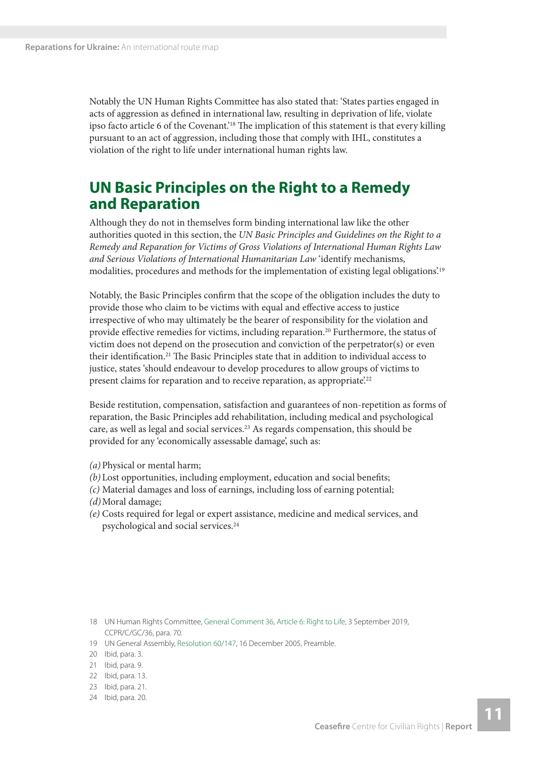Notably the UN Human Rights Committee has also stated that: 'States parties engaged in acts of aggression as defined in international law, resulting in deprivation of life, violate ipso facto article 6 of the Covenant.'[18] The implication of this statement is that every killing pursuant to an act of aggression, including those that comply with IHL, constitutes a violation of the right to life under international human rights law.

## UN Basic Principles on the Right to a Remedy and Reparation

Although they do not in themselves form binding international law like the other authorities quoted in this section, the *UN Basic Principles and Guidelines on the Right to a Remedy and Reparation for Victims of Gross Violations of International Human Rights Law and Serious Violations of International Humanitarian Law* 'identify mechanisms, modalities, procedures and methods for the implementation of existing legal obligations'.[19]

Notably, the Basic Principles confirm that the scope of the obligation includes the duty to provide those who claim to be victims with equal and effective access to justice irrespective of who may ultimately be the bearer of responsibility for the violation and provide effective remedies for victims, including reparation.[20] Furthermore, the status of victim does not depend on the prosecution and conviction of the perpetrator(s) or even their identification.[21] The Basic Principles state that in addition to individual access to justice, states 'should endeavour to develop procedures to allow groups of victims to present claims for reparation and to receive reparation, as appropriate'.[22]

Beside restitution, compensation, satisfaction and guarantees of non-repetition as forms of reparation, the Basic Principles add rehabilitation, including medical and psychological care, as well as legal and social services.[23] As regards compensation, this should be provided for any 'economically assessable damage', such as:

*(a)* Physical or mental harm;
*(b)* Lost opportunities, including employment, education and social benefits;
*(c)* Material damages and loss of earnings, including loss of earning potential;
*(d)* Moral damage;
*(e)* Costs required for legal or expert assistance, medicine and medical services, and psychological and social services.[24]

18 UN Human Rights Committee, General Comment 36, Article 6: Right to Life, 3 September 2019, CCPR/C/GC/36, para. 70.
19 UN General Assembly, Resolution 60/147, 16 December 2005, Preamble.
20 Ibid, para. 3.
21 Ibid, para. 9.
22 Ibid, para. 13.
23 Ibid, para. 21.
24 Ibid, para. 20.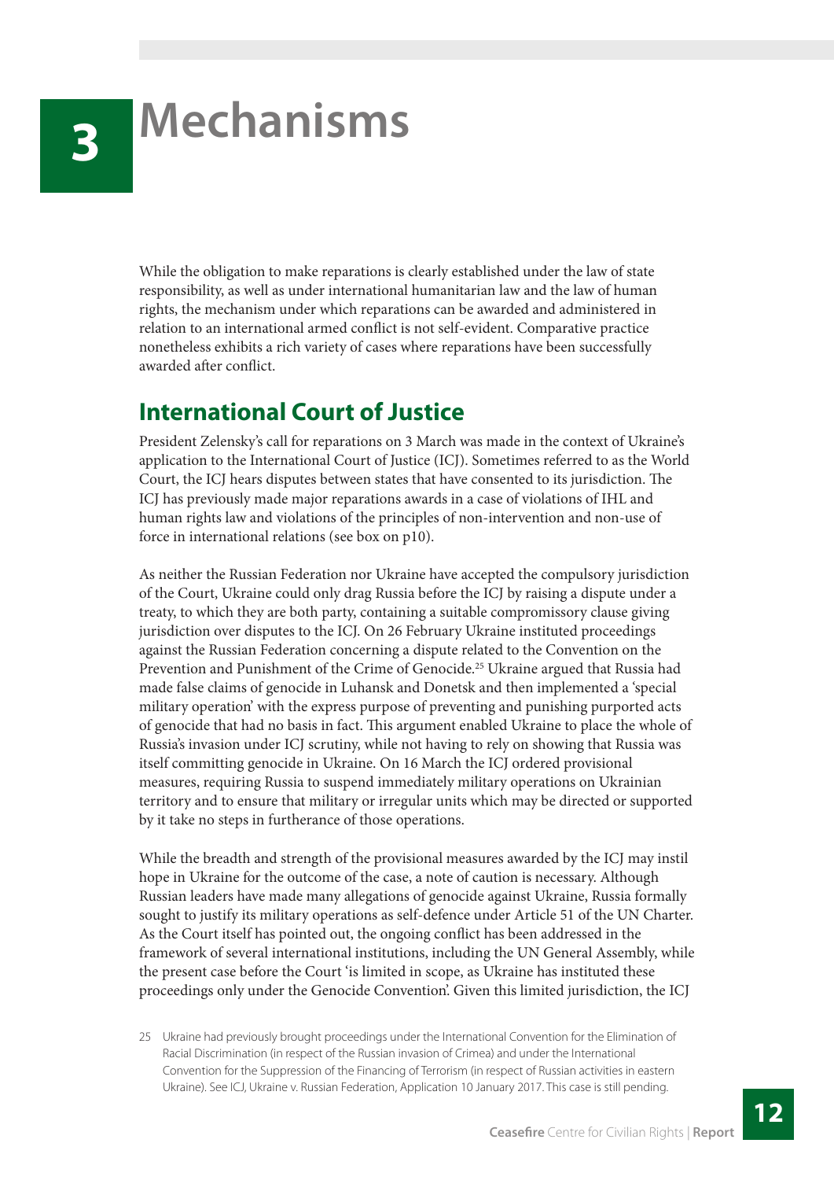# 3 Mechanisms

While the obligation to make reparations is clearly established under the law of state responsibility, as well as under international humanitarian law and the law of human rights, the mechanism under which reparations can be awarded and administered in relation to an international armed conflict is not self-evident. Comparative practice nonetheless exhibits a rich variety of cases where reparations have been successfully awarded after conflict.

## International Court of Justice

President Zelensky's call for reparations on 3 March was made in the context of Ukraine's application to the International Court of Justice (ICJ). Sometimes referred to as the World Court, the ICJ hears disputes between states that have consented to its jurisdiction. The ICJ has previously made major reparations awards in a case of violations of IHL and human rights law and violations of the principles of non-intervention and non-use of force in international relations (see box on p10).

As neither the Russian Federation nor Ukraine have accepted the compulsory jurisdiction of the Court, Ukraine could only drag Russia before the ICJ by raising a dispute under a treaty, to which they are both party, containing a suitable compromissory clause giving jurisdiction over disputes to the ICJ. On 26 February Ukraine instituted proceedings against the Russian Federation concerning a dispute related to the Convention on the Prevention and Punishment of the Crime of Genocide.[25] Ukraine argued that Russia had made false claims of genocide in Luhansk and Donetsk and then implemented a 'special military operation' with the express purpose of preventing and punishing purported acts of genocide that had no basis in fact. This argument enabled Ukraine to place the whole of Russia's invasion under ICJ scrutiny, while not having to rely on showing that Russia was itself committing genocide in Ukraine. On 16 March the ICJ ordered provisional measures, requiring Russia to suspend immediately military operations on Ukrainian territory and to ensure that military or irregular units which may be directed or supported by it take no steps in furtherance of those operations.

While the breadth and strength of the provisional measures awarded by the ICJ may instil hope in Ukraine for the outcome of the case, a note of caution is necessary. Although Russian leaders have made many allegations of genocide against Ukraine, Russia formally sought to justify its military operations as self-defence under Article 51 of the UN Charter. As the Court itself has pointed out, the ongoing conflict has been addressed in the framework of several international institutions, including the UN General Assembly, while the present case before the Court 'is limited in scope, as Ukraine has instituted these proceedings only under the Genocide Convention'. Given this limited jurisdiction, the ICJ

25 Ukraine had previously brought proceedings under the International Convention for the Elimination of Racial Discrimination (in respect of the Russian invasion of Crimea) and under the International Convention for the Suppression of the Financing of Terrorism (in respect of Russian activities in eastern Ukraine). See ICJ, Ukraine v. Russian Federation, Application 10 January 2017. This case is still pending.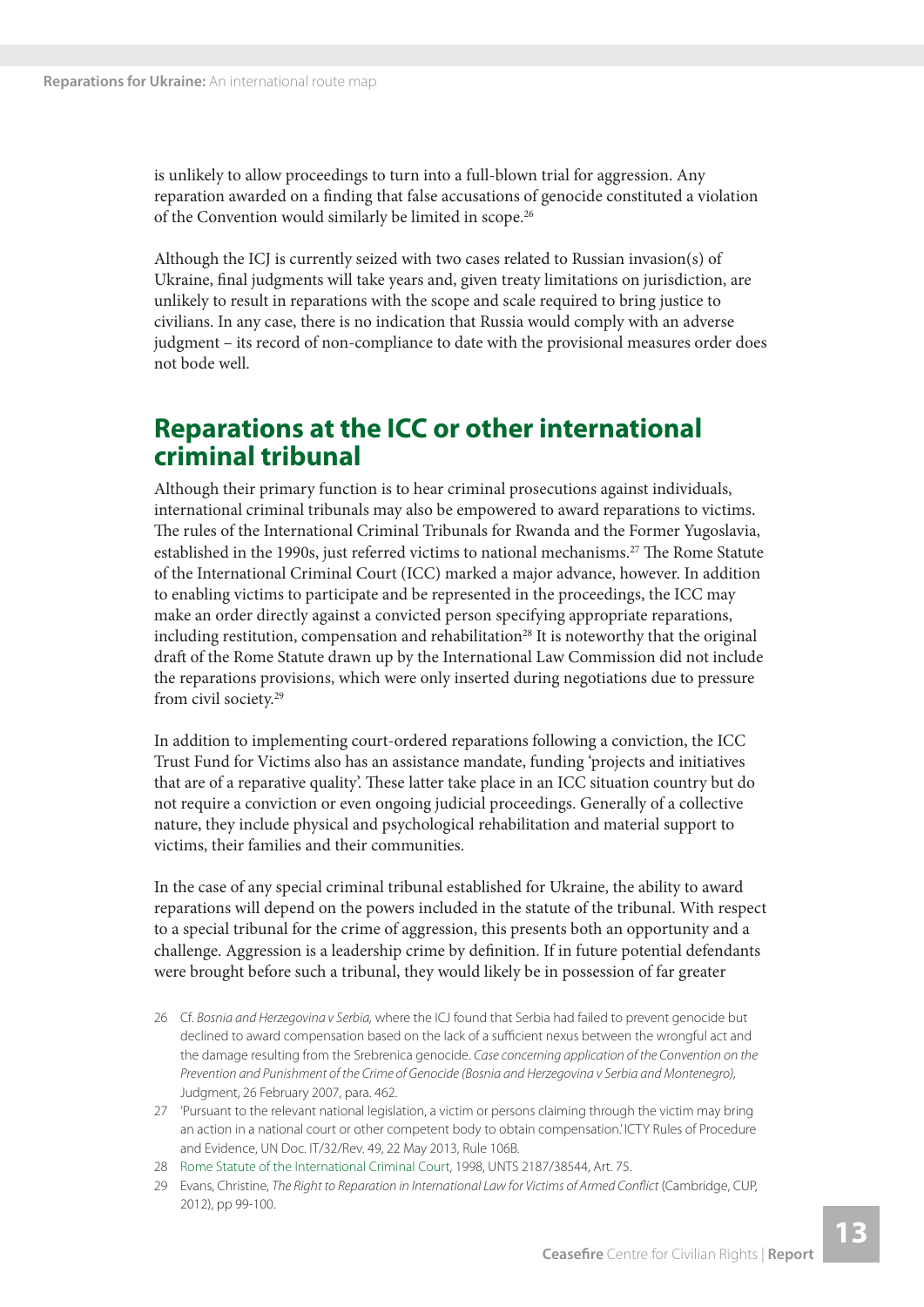is unlikely to allow proceedings to turn into a full-blown trial for aggression. Any reparation awarded on a finding that false accusations of genocide constituted a violation of the Convention would similarly be limited in scope.[26]

Although the ICJ is currently seized with two cases related to Russian invasion(s) of Ukraine, final judgments will take years and, given treaty limitations on jurisdiction, are unlikely to result in reparations with the scope and scale required to bring justice to civilians. In any case, there is no indication that Russia would comply with an adverse judgment – its record of non-compliance to date with the provisional measures order does not bode well.

## Reparations at the ICC or other international criminal tribunal

Although their primary function is to hear criminal prosecutions against individuals, international criminal tribunals may also be empowered to award reparations to victims. The rules of the International Criminal Tribunals for Rwanda and the Former Yugoslavia, established in the 1990s, just referred victims to national mechanisms.[27] The Rome Statute of the International Criminal Court (ICC) marked a major advance, however. In addition to enabling victims to participate and be represented in the proceedings, the ICC may make an order directly against a convicted person specifying appropriate reparations, including restitution, compensation and rehabilitation[28] It is noteworthy that the original draft of the Rome Statute drawn up by the International Law Commission did not include the reparations provisions, which were only inserted during negotiations due to pressure from civil society.[29]

In addition to implementing court-ordered reparations following a conviction, the ICC Trust Fund for Victims also has an assistance mandate, funding 'projects and initiatives that are of a reparative quality'. These latter take place in an ICC situation country but do not require a conviction or even ongoing judicial proceedings. Generally of a collective nature, they include physical and psychological rehabilitation and material support to victims, their families and their communities.

In the case of any special criminal tribunal established for Ukraine, the ability to award reparations will depend on the powers included in the statute of the tribunal. With respect to a special tribunal for the crime of aggression, this presents both an opportunity and a challenge. Aggression is a leadership crime by definition. If in future potential defendants were brought before such a tribunal, they would likely be in possession of far greater

26 Cf. *Bosnia and Herzegovina v Serbia,* where the ICJ found that Serbia had failed to prevent genocide but declined to award compensation based on the lack of a sufficient nexus between the wrongful act and the damage resulting from the Srebrenica genocide. *Case concerning application of the Convention on the Prevention and Punishment of the Crime of Genocide (Bosnia and Herzegovina v Serbia and Montenegro),* Judgment, 26 February 2007, para. 462.

27 'Pursuant to the relevant national legislation, a victim or persons claiming through the victim may bring an action in a national court or other competent body to obtain compensation.' ICTY Rules of Procedure and Evidence, UN Doc. IT/32/Rev. 49, 22 May 2013, Rule 106B.

28 Rome Statute of the International Criminal Court, 1998, UNTS 2187/38544, Art. 75.

29 Evans, Christine, *The Right to Reparation in International Law for Victims of Armed Conflict* (Cambridge, CUP, 2012), pp 99-100.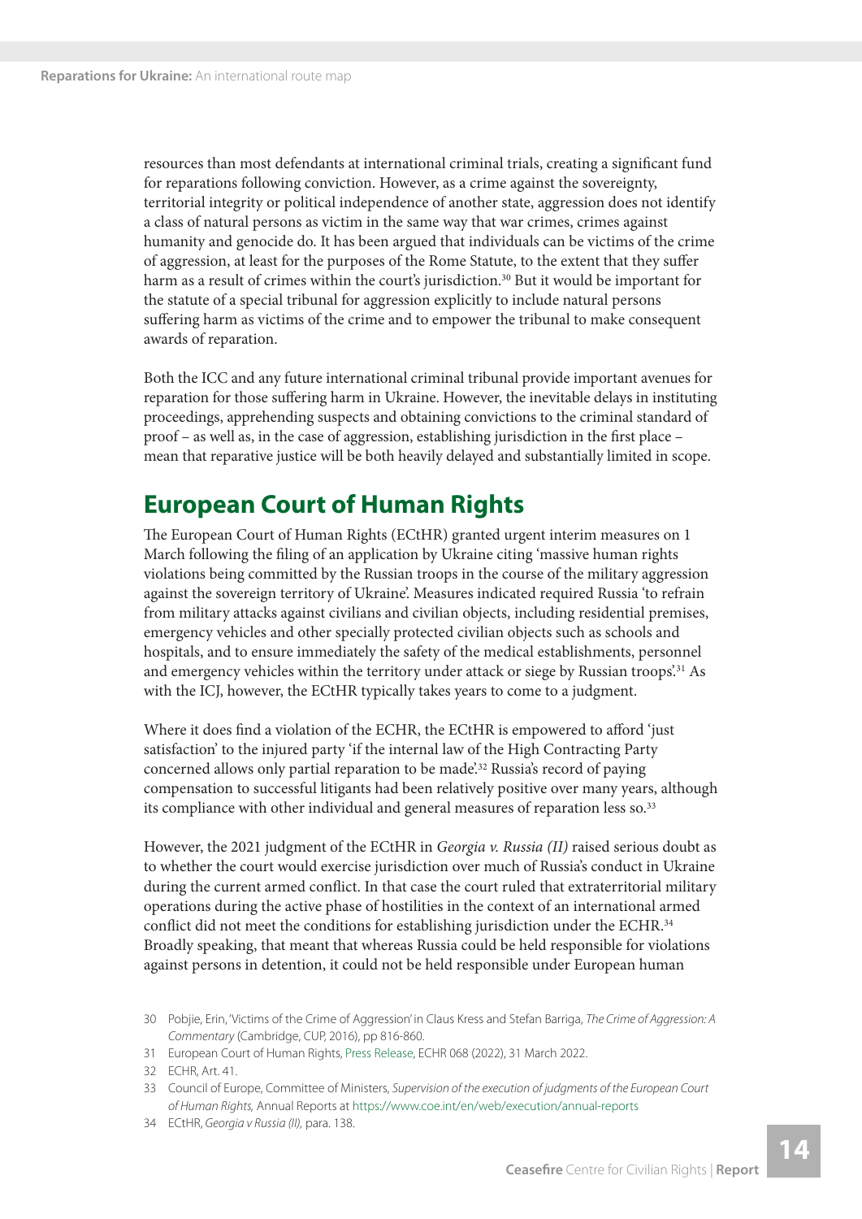resources than most defendants at international criminal trials, creating a significant fund for reparations following conviction. However, as a crime against the sovereignty, territorial integrity or political independence of another state, aggression does not identify a class of natural persons as victim in the same way that war crimes, crimes against humanity and genocide do. It has been argued that individuals can be victims of the crime of aggression, at least for the purposes of the Rome Statute, to the extent that they suffer harm as a result of crimes within the court's jurisdiction.[30] But it would be important for the statute of a special tribunal for aggression explicitly to include natural persons suffering harm as victims of the crime and to empower the tribunal to make consequent awards of reparation.

Both the ICC and any future international criminal tribunal provide important avenues for reparation for those suffering harm in Ukraine. However, the inevitable delays in instituting proceedings, apprehending suspects and obtaining convictions to the criminal standard of proof – as well as, in the case of aggression, establishing jurisdiction in the first place – mean that reparative justice will be both heavily delayed and substantially limited in scope.

## European Court of Human Rights

The European Court of Human Rights (ECtHR) granted urgent interim measures on 1 March following the filing of an application by Ukraine citing 'massive human rights violations being committed by the Russian troops in the course of the military aggression against the sovereign territory of Ukraine'. Measures indicated required Russia 'to refrain from military attacks against civilians and civilian objects, including residential premises, emergency vehicles and other specially protected civilian objects such as schools and hospitals, and to ensure immediately the safety of the medical establishments, personnel and emergency vehicles within the territory under attack or siege by Russian troops'.[31] As with the ICJ, however, the ECtHR typically takes years to come to a judgment.

Where it does find a violation of the ECHR, the ECtHR is empowered to afford 'just satisfaction' to the injured party 'if the internal law of the High Contracting Party concerned allows only partial reparation to be made'.[32] Russia's record of paying compensation to successful litigants had been relatively positive over many years, although its compliance with other individual and general measures of reparation less so.[33]

However, the 2021 judgment of the ECtHR in *Georgia v. Russia (II)* raised serious doubt as to whether the court would exercise jurisdiction over much of Russia's conduct in Ukraine during the current armed conflict. In that case the court ruled that extraterritorial military operations during the active phase of hostilities in the context of an international armed conflict did not meet the conditions for establishing jurisdiction under the ECHR.[34] Broadly speaking, that meant that whereas Russia could be held responsible for violations against persons in detention, it could not be held responsible under European human

---

30 Pobjie, Erin, 'Victims of the Crime of Aggression' in Claus Kress and Stefan Barriga, *The Crime of Aggression: A Commentary* (Cambridge, CUP, 2016), pp 816-860.

31 European Court of Human Rights, Press Release, ECHR 068 (2022), 31 March 2022.

32 ECHR, Art. 41.

33 Council of Europe, Committee of Ministers, *Supervision of the execution of judgments of the European Court of Human Rights,* Annual Reports at https://www.coe.int/en/web/execution/annual-reports

34 ECtHR, *Georgia v Russia (II),* para. 138.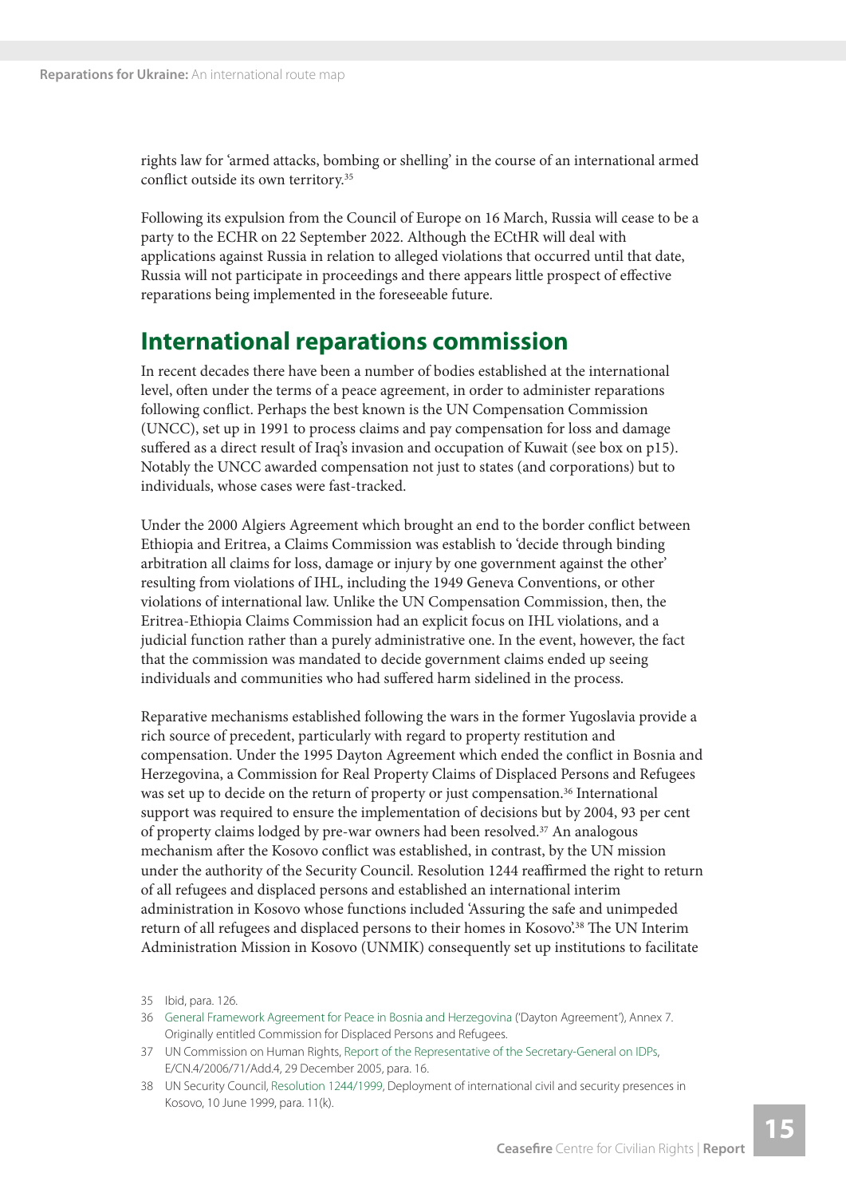rights law for 'armed attacks, bombing or shelling' in the course of an international armed conflict outside its own territory.[35]

Following its expulsion from the Council of Europe on 16 March, Russia will cease to be a party to the ECHR on 22 September 2022. Although the ECtHR will deal with applications against Russia in relation to alleged violations that occurred until that date, Russia will not participate in proceedings and there appears little prospect of effective reparations being implemented in the foreseeable future.

## International reparations commission

In recent decades there have been a number of bodies established at the international level, often under the terms of a peace agreement, in order to administer reparations following conflict. Perhaps the best known is the UN Compensation Commission (UNCC), set up in 1991 to process claims and pay compensation for loss and damage suffered as a direct result of Iraq's invasion and occupation of Kuwait (see box on p15). Notably the UNCC awarded compensation not just to states (and corporations) but to individuals, whose cases were fast-tracked.

Under the 2000 Algiers Agreement which brought an end to the border conflict between Ethiopia and Eritrea, a Claims Commission was establish to 'decide through binding arbitration all claims for loss, damage or injury by one government against the other' resulting from violations of IHL, including the 1949 Geneva Conventions, or other violations of international law. Unlike the UN Compensation Commission, then, the Eritrea-Ethiopia Claims Commission had an explicit focus on IHL violations, and a judicial function rather than a purely administrative one. In the event, however, the fact that the commission was mandated to decide government claims ended up seeing individuals and communities who had suffered harm sidelined in the process.

Reparative mechanisms established following the wars in the former Yugoslavia provide a rich source of precedent, particularly with regard to property restitution and compensation. Under the 1995 Dayton Agreement which ended the conflict in Bosnia and Herzegovina, a Commission for Real Property Claims of Displaced Persons and Refugees was set up to decide on the return of property or just compensation.[36] International support was required to ensure the implementation of decisions but by 2004, 93 per cent of property claims lodged by pre-war owners had been resolved.[37] An analogous mechanism after the Kosovo conflict was established, in contrast, by the UN mission under the authority of the Security Council. Resolution 1244 reaffirmed the right to return of all refugees and displaced persons and established an international interim administration in Kosovo whose functions included 'Assuring the safe and unimpeded return of all refugees and displaced persons to their homes in Kosovo'.[38] The UN Interim Administration Mission in Kosovo (UNMIK) consequently set up institutions to facilitate

35 Ibid, para. 126.

36 General Framework Agreement for Peace in Bosnia and Herzegovina ('Dayton Agreement'), Annex 7. Originally entitled Commission for Displaced Persons and Refugees.

37 UN Commission on Human Rights, Report of the Representative of the Secretary-General on IDPs, E/CN.4/2006/71/Add.4, 29 December 2005, para. 16.

38 UN Security Council, Resolution 1244/1999, Deployment of international civil and security presences in Kosovo, 10 June 1999, para. 11(k).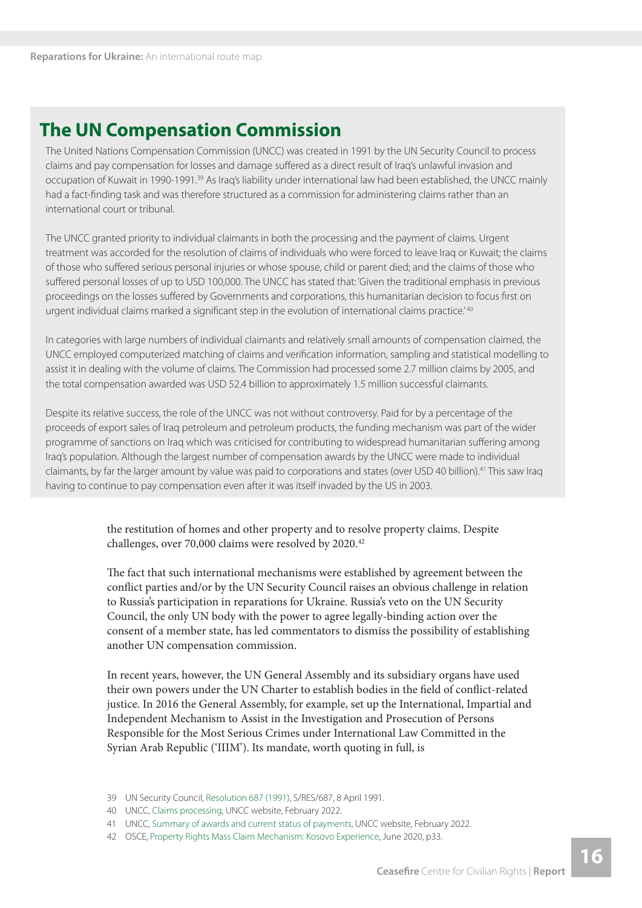## The UN Compensation Commission

The United Nations Compensation Commission (UNCC) was created in 1991 by the UN Security Council to process claims and pay compensation for losses and damage suffered as a direct result of Iraq's unlawful invasion and occupation of Kuwait in 1990-1991.[39] As Iraq's liability under international law had been established, the UNCC mainly had a fact-finding task and was therefore structured as a commission for administering claims rather than an international court or tribunal.

The UNCC granted priority to individual claimants in both the processing and the payment of claims. Urgent treatment was accorded for the resolution of claims of individuals who were forced to leave Iraq or Kuwait; the claims of those who suffered serious personal injuries or whose spouse, child or parent died; and the claims of those who suffered personal losses of up to USD 100,000. The UNCC has stated that: 'Given the traditional emphasis in previous proceedings on the losses suffered by Governments and corporations, this humanitarian decision to focus first on urgent individual claims marked a significant step in the evolution of international claims practice.'[40]

In categories with large numbers of individual claimants and relatively small amounts of compensation claimed, the UNCC employed computerized matching of claims and verification information, sampling and statistical modelling to assist it in dealing with the volume of claims. The Commission had processed some 2.7 million claims by 2005, and the total compensation awarded was USD 52.4 billion to approximately 1.5 million successful claimants.

Despite its relative success, the role of the UNCC was not without controversy. Paid for by a percentage of the proceeds of export sales of Iraq petroleum and petroleum products, the funding mechanism was part of the wider programme of sanctions on Iraq which was criticised for contributing to widespread humanitarian suffering among Iraq's population. Although the largest number of compensation awards by the UNCC were made to individual claimants, by far the larger amount by value was paid to corporations and states (over USD 40 billion).[41] This saw Iraq having to continue to pay compensation even after it was itself invaded by the US in 2003.

the restitution of homes and other property and to resolve property claims. Despite challenges, over 70,000 claims were resolved by 2020.[42]

The fact that such international mechanisms were established by agreement between the conflict parties and/or by the UN Security Council raises an obvious challenge in relation to Russia's participation in reparations for Ukraine. Russia's veto on the UN Security Council, the only UN body with the power to agree legally-binding action over the consent of a member state, has led commentators to dismiss the possibility of establishing another UN compensation commission.

In recent years, however, the UN General Assembly and its subsidiary organs have used their own powers under the UN Charter to establish bodies in the field of conflict-related justice. In 2016 the General Assembly, for example, set up the International, Impartial and Independent Mechanism to Assist in the Investigation and Prosecution of Persons Responsible for the Most Serious Crimes under International Law Committed in the Syrian Arab Republic ('IIIM'). Its mandate, worth quoting in full, is

39 UN Security Council, Resolution 687 (1991), S/RES/687, 8 April 1991.

40 UNCC, Claims processing, UNCC website, February 2022.

41 UNCC, Summary of awards and current status of payments, UNCC website, February 2022.

42 OSCE, Property Rights Mass Claim Mechanism: Kosovo Experience, June 2020, p33.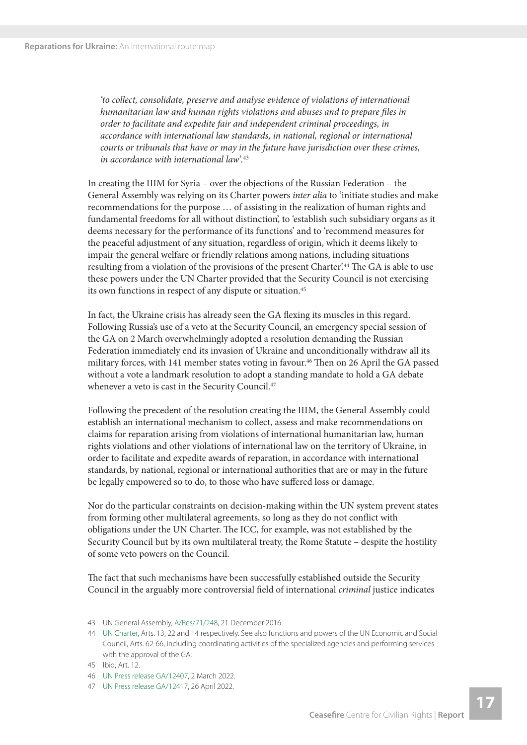*'to collect, consolidate, preserve and analyse evidence of violations of international humanitarian law and human rights violations and abuses and to prepare files in order to facilitate and expedite fair and independent criminal proceedings, in accordance with international law standards, in national, regional or international courts or tribunals that have or may in the future have jurisdiction over these crimes, in accordance with international law'.*[43]

In creating the IIIM for Syria – over the objections of the Russian Federation – the General Assembly was relying on its Charter powers *inter alia* to 'initiate studies and make recommendations for the purpose … of assisting in the realization of human rights and fundamental freedoms for all without distinction', to 'establish such subsidiary organs as it deems necessary for the performance of its functions' and to 'recommend measures for the peaceful adjustment of any situation, regardless of origin, which it deems likely to impair the general welfare or friendly relations among nations, including situations resulting from a violation of the provisions of the present Charter'.[44] The GA is able to use these powers under the UN Charter provided that the Security Council is not exercising its own functions in respect of any dispute or situation.[45]

In fact, the Ukraine crisis has already seen the GA flexing its muscles in this regard. Following Russia's use of a veto at the Security Council, an emergency special session of the GA on 2 March overwhelmingly adopted a resolution demanding the Russian Federation immediately end its invasion of Ukraine and unconditionally withdraw all its military forces, with 141 member states voting in favour.[46] Then on 26 April the GA passed without a vote a landmark resolution to adopt a standing mandate to hold a GA debate whenever a veto is cast in the Security Council.[47]

Following the precedent of the resolution creating the IIIM, the General Assembly could establish an international mechanism to collect, assess and make recommendations on claims for reparation arising from violations of international humanitarian law, human rights violations and other violations of international law on the territory of Ukraine, in order to facilitate and expedite awards of reparation, in accordance with international standards, by national, regional or international authorities that are or may in the future be legally empowered so to do, to those who have suffered loss or damage.

Nor do the particular constraints on decision-making within the UN system prevent states from forming other multilateral agreements, so long as they do not conflict with obligations under the UN Charter. The ICC, for example, was not established by the Security Council but by its own multilateral treaty, the Rome Statute – despite the hostility of some veto powers on the Council.

The fact that such mechanisms have been successfully established outside the Security Council in the arguably more controversial field of international *criminal* justice indicates

43 UN General Assembly, A/Res/71/248, 21 December 2016.

44 UN Charter, Arts. 13, 22 and 14 respectively. See also functions and powers of the UN Economic and Social Council, Arts. 62-66, including coordinating activities of the specialized agencies and performing services with the approval of the GA.

45 Ibid, Art. 12.

46 UN Press release GA/12407, 2 March 2022.

47 UN Press release GA/12417, 26 April 2022.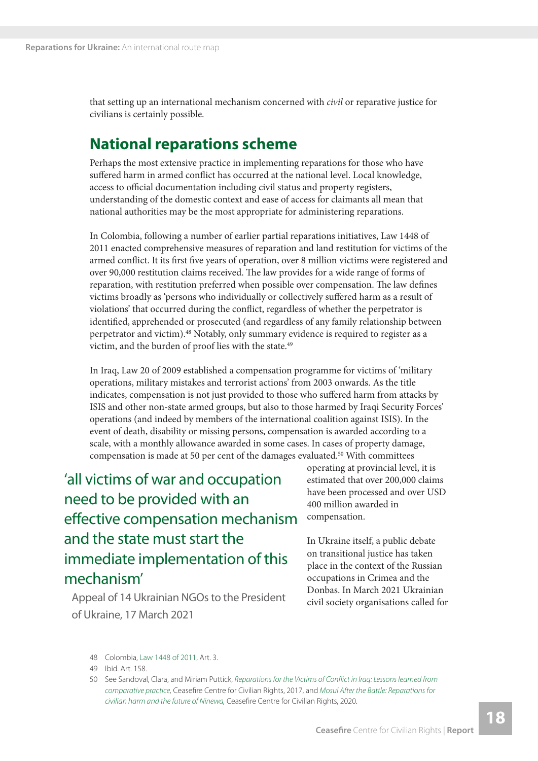that setting up an international mechanism concerned with *civil* or reparative justice for civilians is certainly possible.

## National reparations scheme

Perhaps the most extensive practice in implementing reparations for those who have suffered harm in armed conflict has occurred at the national level. Local knowledge, access to official documentation including civil status and property registers, understanding of the domestic context and ease of access for claimants all mean that national authorities may be the most appropriate for administering reparations.

In Colombia, following a number of earlier partial reparations initiatives, Law 1448 of 2011 enacted comprehensive measures of reparation and land restitution for victims of the armed conflict. It its first five years of operation, over 8 million victims were registered and over 90,000 restitution claims received. The law provides for a wide range of forms of reparation, with restitution preferred when possible over compensation. The law defines victims broadly as 'persons who individually or collectively suffered harm as a result of violations' that occurred during the conflict, regardless of whether the perpetrator is identified, apprehended or prosecuted (and regardless of any family relationship between perpetrator and victim).[48] Notably, only summary evidence is required to register as a victim, and the burden of proof lies with the state.[49]

In Iraq, Law 20 of 2009 established a compensation programme for victims of 'military operations, military mistakes and terrorist actions' from 2003 onwards. As the title indicates, compensation is not just provided to those who suffered harm from attacks by ISIS and other non-state armed groups, but also to those harmed by Iraqi Security Forces' operations (and indeed by members of the international coalition against ISIS). In the event of death, disability or missing persons, compensation is awarded according to a scale, with a monthly allowance awarded in some cases. In cases of property damage, compensation is made at 50 per cent of the damages evaluated.[50] With committees operating at provincial level, it is estimated that over 200,000 claims have been processed and over USD 400 million awarded in compensation.

> 'all victims of war and occupation need to be provided with an effective compensation mechanism and the state must start the immediate implementation of this mechanism'
>
> Appeal of 14 Ukrainian NGOs to the President of Ukraine, 17 March 2021

In Ukraine itself, a public debate on transitional justice has taken place in the context of the Russian occupations in Crimea and the Donbas. In March 2021 Ukrainian civil society organisations called for

48 Colombia, Law 1448 of 2011, Art. 3.

49 Ibid. Art. 158.

50 See Sandoval, Clara, and Miriam Puttick, *Reparations for the Victims of Conflict in Iraq: Lessons learned from comparative practice,* Ceasefire Centre for Civilian Rights, 2017, and *Mosul After the Battle: Reparations for civilian harm and the future of Ninewa,* Ceasefire Centre for Civilian Rights, 2020.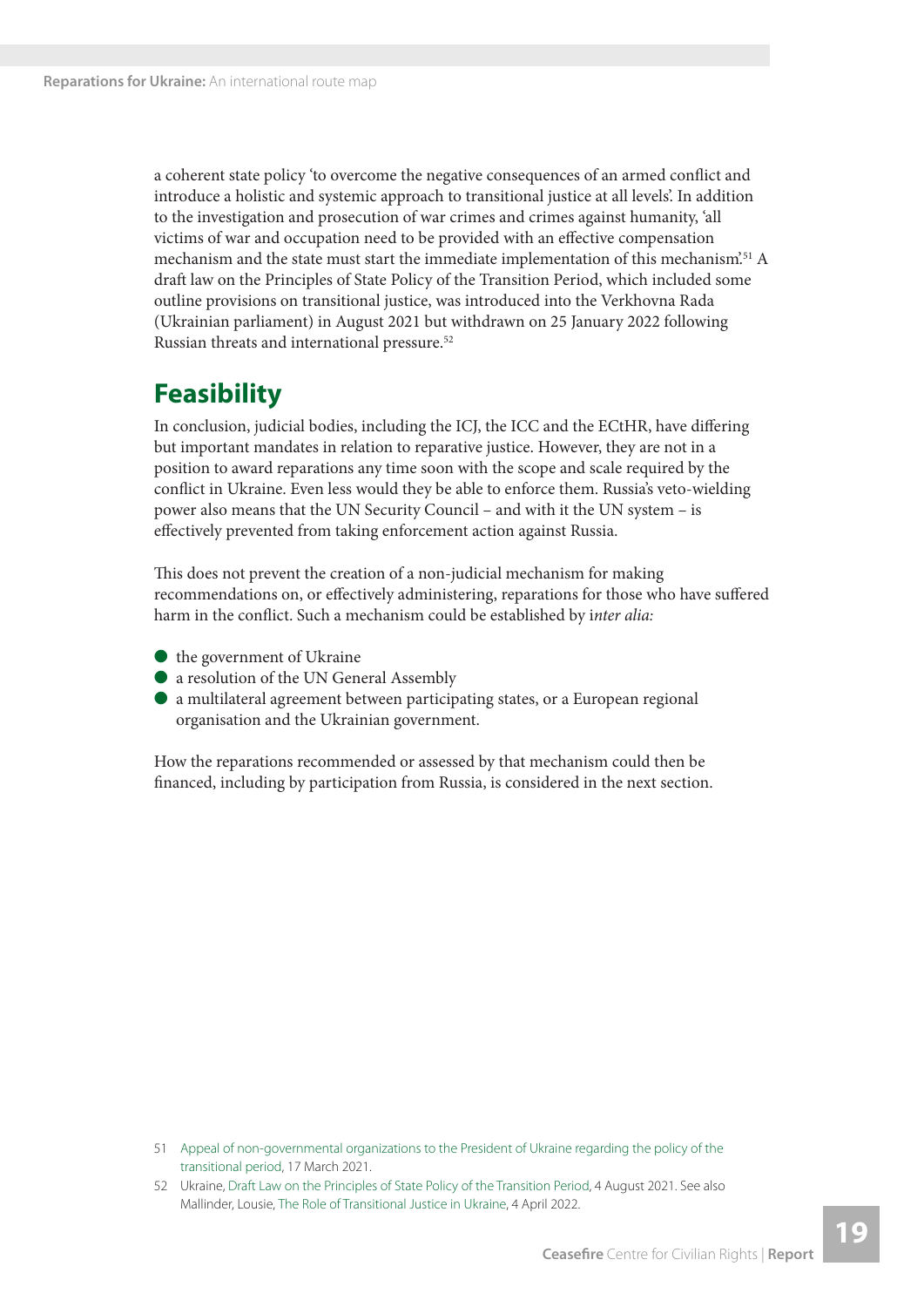a coherent state policy 'to overcome the negative consequences of an armed conflict and introduce a holistic and systemic approach to transitional justice at all levels'. In addition to the investigation and prosecution of war crimes and crimes against humanity, 'all victims of war and occupation need to be provided with an effective compensation mechanism and the state must start the immediate implementation of this mechanism'.[51] A draft law on the Principles of State Policy of the Transition Period, which included some outline provisions on transitional justice, was introduced into the Verkhovna Rada (Ukrainian parliament) in August 2021 but withdrawn on 25 January 2022 following Russian threats and international pressure.[52]

## Feasibility

In conclusion, judicial bodies, including the ICJ, the ICC and the ECtHR, have differing but important mandates in relation to reparative justice. However, they are not in a position to award reparations any time soon with the scope and scale required by the conflict in Ukraine. Even less would they be able to enforce them. Russia's veto-wielding power also means that the UN Security Council – and with it the UN system – is effectively prevented from taking enforcement action against Russia.

This does not prevent the creation of a non-judicial mechanism for making recommendations on, or effectively administering, reparations for those who have suffered harm in the conflict. Such a mechanism could be established by i*nter alia:*

- the government of Ukraine
- a resolution of the UN General Assembly
- a multilateral agreement between participating states, or a European regional organisation and the Ukrainian government.

How the reparations recommended or assessed by that mechanism could then be financed, including by participation from Russia, is considered in the next section.

51 Appeal of non-governmental organizations to the President of Ukraine regarding the policy of the transitional period, 17 March 2021.

52 Ukraine, Draft Law on the Principles of State Policy of the Transition Period, 4 August 2021. See also Mallinder, Lousie, The Role of Transitional Justice in Ukraine, 4 April 2022.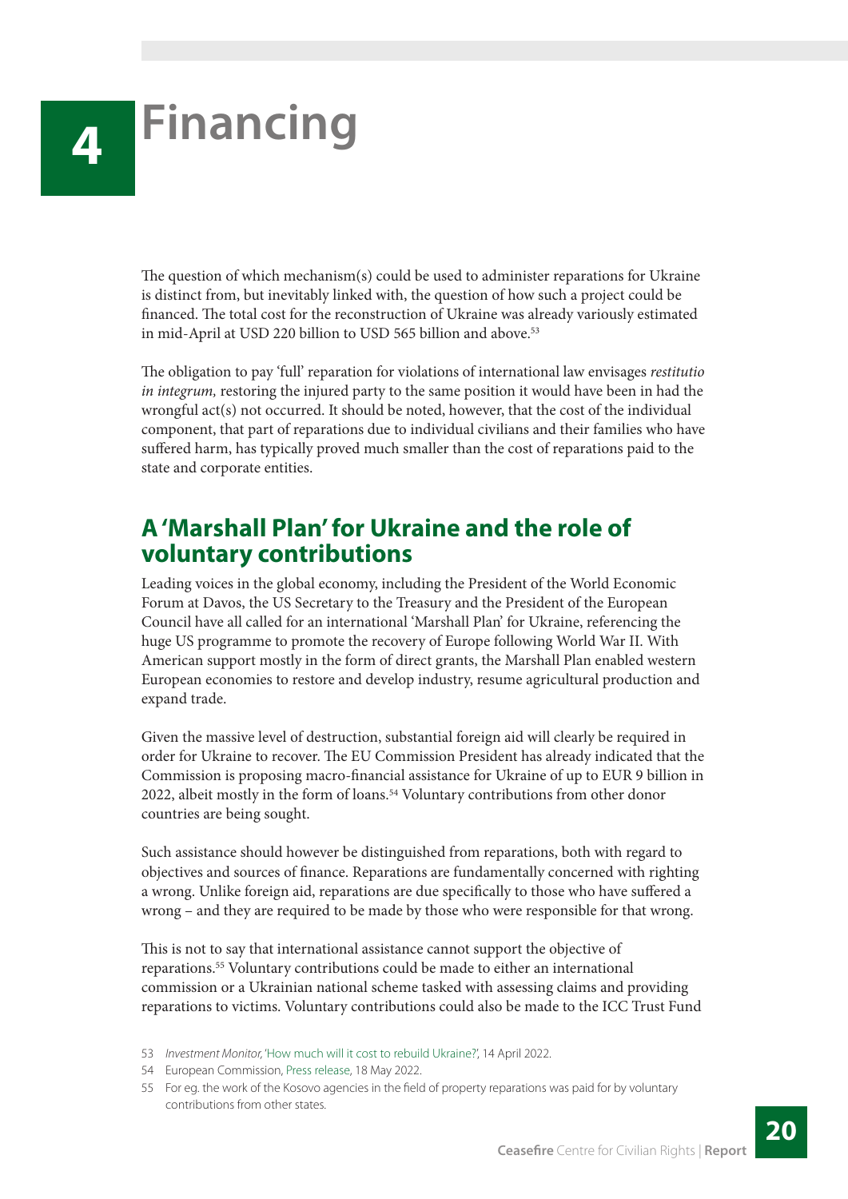# 4 Financing

The question of which mechanism(s) could be used to administer reparations for Ukraine is distinct from, but inevitably linked with, the question of how such a project could be financed. The total cost for the reconstruction of Ukraine was already variously estimated in mid-April at USD 220 billion to USD 565 billion and above.[53]

The obligation to pay 'full' reparation for violations of international law envisages *restitutio in integrum,* restoring the injured party to the same position it would have been in had the wrongful act(s) not occurred. It should be noted, however, that the cost of the individual component, that part of reparations due to individual civilians and their families who have suffered harm, has typically proved much smaller than the cost of reparations paid to the state and corporate entities.

## A 'Marshall Plan' for Ukraine and the role of voluntary contributions

Leading voices in the global economy, including the President of the World Economic Forum at Davos, the US Secretary to the Treasury and the President of the European Council have all called for an international 'Marshall Plan' for Ukraine, referencing the huge US programme to promote the recovery of Europe following World War II. With American support mostly in the form of direct grants, the Marshall Plan enabled western European economies to restore and develop industry, resume agricultural production and expand trade.

Given the massive level of destruction, substantial foreign aid will clearly be required in order for Ukraine to recover. The EU Commission President has already indicated that the Commission is proposing macro-financial assistance for Ukraine of up to EUR 9 billion in 2022, albeit mostly in the form of loans.[54] Voluntary contributions from other donor countries are being sought.

Such assistance should however be distinguished from reparations, both with regard to objectives and sources of finance. Reparations are fundamentally concerned with righting a wrong. Unlike foreign aid, reparations are due specifically to those who have suffered a wrong – and they are required to be made by those who were responsible for that wrong.

This is not to say that international assistance cannot support the objective of reparations.[55] Voluntary contributions could be made to either an international commission or a Ukrainian national scheme tasked with assessing claims and providing reparations to victims. Voluntary contributions could also be made to the ICC Trust Fund

53 *Investment Monitor,* 'How much will it cost to rebuild Ukraine?', 14 April 2022.

54 European Commission, Press release, 18 May 2022.

55 For eg. the work of the Kosovo agencies in the field of property reparations was paid for by voluntary contributions from other states.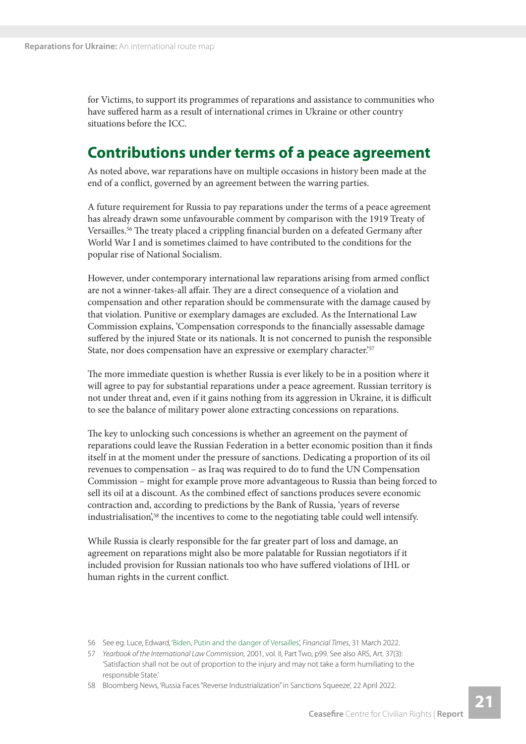for Victims, to support its programmes of reparations and assistance to communities who have suffered harm as a result of international crimes in Ukraine or other country situations before the ICC.

## Contributions under terms of a peace agreement

As noted above, war reparations have on multiple occasions in history been made at the end of a conflict, governed by an agreement between the warring parties.

A future requirement for Russia to pay reparations under the terms of a peace agreement has already drawn some unfavourable comment by comparison with the 1919 Treaty of Versailles.[56] The treaty placed a crippling financial burden on a defeated Germany after World War I and is sometimes claimed to have contributed to the conditions for the popular rise of National Socialism.

However, under contemporary international law reparations arising from armed conflict are not a winner-takes-all affair. They are a direct consequence of a violation and compensation and other reparation should be commensurate with the damage caused by that violation. Punitive or exemplary damages are excluded. As the International Law Commission explains, 'Compensation corresponds to the financially assessable damage suffered by the injured State or its nationals. It is not concerned to punish the responsible State, nor does compensation have an expressive or exemplary character.'[57]

The more immediate question is whether Russia is ever likely to be in a position where it will agree to pay for substantial reparations under a peace agreement. Russian territory is not under threat and, even if it gains nothing from its aggression in Ukraine, it is difficult to see the balance of military power alone extracting concessions on reparations.

The key to unlocking such concessions is whether an agreement on the payment of reparations could leave the Russian Federation in a better economic position than it finds itself in at the moment under the pressure of sanctions. Dedicating a proportion of its oil revenues to compensation – as Iraq was required to do to fund the UN Compensation Commission – might for example prove more advantageous to Russia than being forced to sell its oil at a discount. As the combined effect of sanctions produces severe economic contraction and, according to predictions by the Bank of Russia, 'years of reverse industrialisation',[58] the incentives to come to the negotiating table could well intensify.

While Russia is clearly responsible for the far greater part of loss and damage, an agreement on reparations might also be more palatable for Russian negotiators if it included provision for Russian nationals too who have suffered violations of IHL or human rights in the current conflict.

56 See eg. Luce, Edward, 'Biden, Putin and the danger of Versailles', *Financial Times*, 31 March 2022.

57 *Yearbook of the International Law Commission,* 2001, vol. II, Part Two, p99. See also ARS, Art. 37(3): 'Satisfaction shall not be out of proportion to the injury and may not take a form humiliating to the responsible State.'

58 Bloomberg News, 'Russia Faces "Reverse Industrialization" in Sanctions Squeeze', 22 April 2022.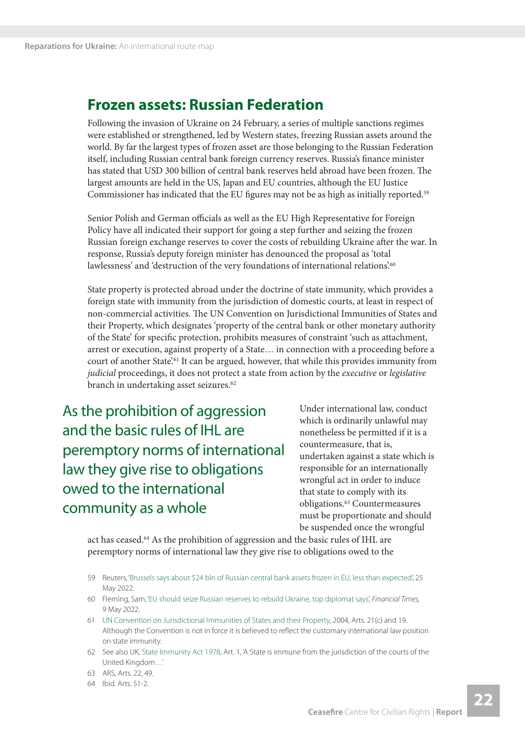## Frozen assets: Russian Federation

Following the invasion of Ukraine on 24 February, a series of multiple sanctions regimes were established or strengthened, led by Western states, freezing Russian assets around the world. By far the largest types of frozen asset are those belonging to the Russian Federation itself, including Russian central bank foreign currency reserves. Russia's finance minister has stated that USD 300 billion of central bank reserves held abroad have been frozen. The largest amounts are held in the US, Japan and EU countries, although the EU Justice Commissioner has indicated that the EU figures may not be as high as initially reported.[59]

Senior Polish and German officials as well as the EU High Representative for Foreign Policy have all indicated their support for going a step further and seizing the frozen Russian foreign exchange reserves to cover the costs of rebuilding Ukraine after the war. In response, Russia's deputy foreign minister has denounced the proposal as 'total lawlessness' and 'destruction of the very foundations of international relations'.[60]

State property is protected abroad under the doctrine of state immunity, which provides a foreign state with immunity from the jurisdiction of domestic courts, at least in respect of non-commercial activities. The UN Convention on Jurisdictional Immunities of States and their Property, which designates 'property of the central bank or other monetary authority of the State' for specific protection, prohibits measures of constraint 'such as attachment, arrest or execution, against property of a State… in connection with a proceeding before a court of another State'.[61] It can be argued, however, that while this provides immunity from *judicial* proceedings, it does not protect a state from action by the *executive* or *legislative* branch in undertaking asset seizures.[62]

> As the prohibition of aggression and the basic rules of IHL are peremptory norms of international law they give rise to obligations owed to the international community as a whole

Under international law, conduct which is ordinarily unlawful may nonetheless be permitted if it is a countermeasure, that is, undertaken against a state which is responsible for an internationally wrongful act in order to induce that state to comply with its obligations.[63] Countermeasures must be proportionate and should be suspended once the wrongful act has ceased.[64] As the prohibition of aggression and the basic rules of IHL are peremptory norms of international law they give rise to obligations owed to the

---

59 Reuters, 'Brussels says about $24 bln of Russian central bank assets frozen in EU, less than expected', 25 May 2022.

60 Fleming, Sam, 'EU should seize Russian reserves to rebuild Ukraine, top diplomat says', *Financial Times,* 9 May 2022.

61 UN Convention on Jurisdictional Immunities of States and their Property, 2004, Arts. 21(c) and 19. Although the Convention is not in force it is believed to reflect the customary international law position on state immunity.

62 See also UK, State Immunity Act 1978, Art. 1, 'A State is immune from the jurisdiction of the courts of the United Kingdom…'

63 ARS, Arts. 22, 49.

64 Ibid. Arts. 51-2.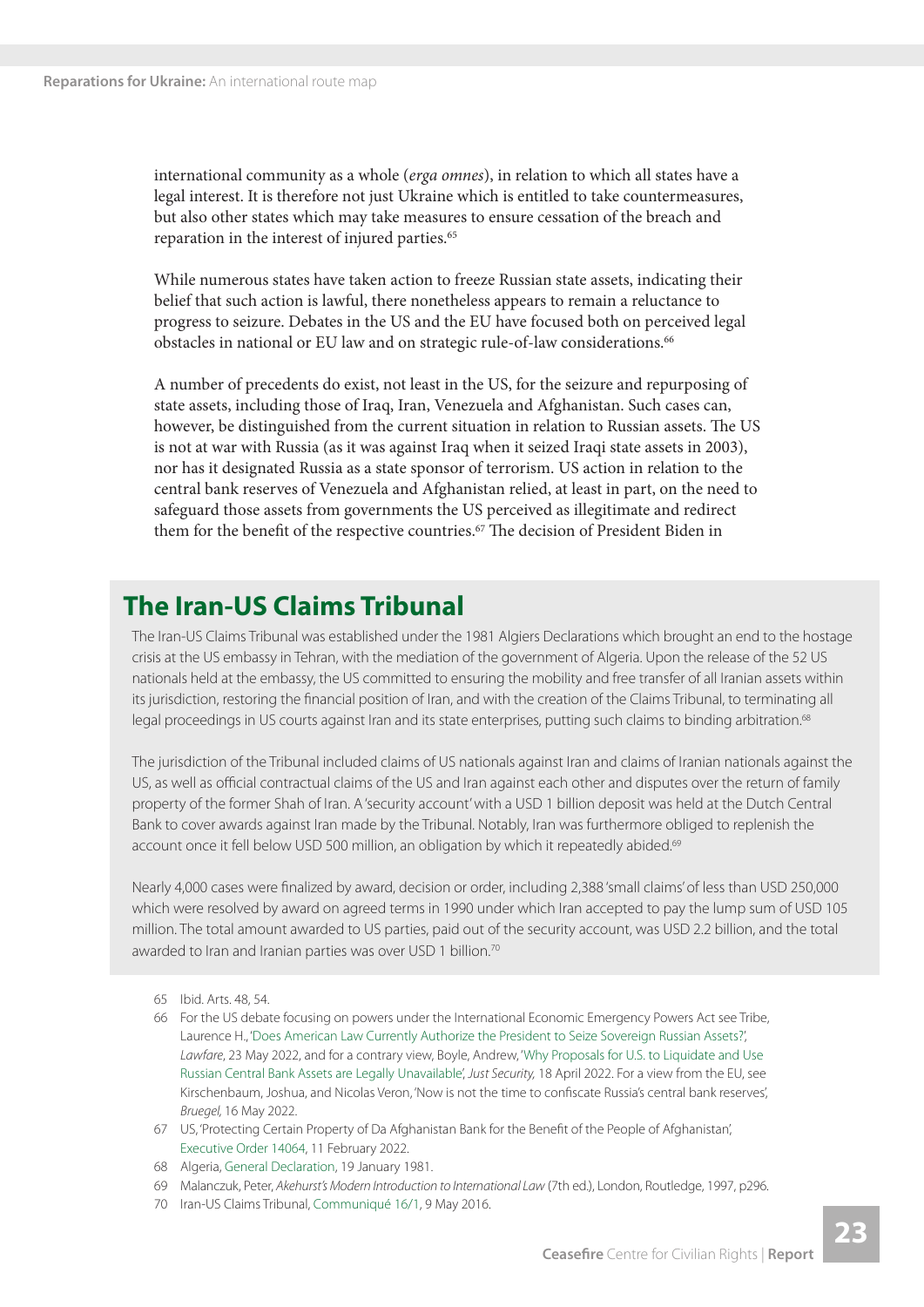international community as a whole (*erga omnes*), in relation to which all states have a legal interest. It is therefore not just Ukraine which is entitled to take countermeasures, but also other states which may take measures to ensure cessation of the breach and reparation in the interest of injured parties.[65]

While numerous states have taken action to freeze Russian state assets, indicating their belief that such action is lawful, there nonetheless appears to remain a reluctance to progress to seizure. Debates in the US and the EU have focused both on perceived legal obstacles in national or EU law and on strategic rule-of-law considerations.[66]

A number of precedents do exist, not least in the US, for the seizure and repurposing of state assets, including those of Iraq, Iran, Venezuela and Afghanistan. Such cases can, however, be distinguished from the current situation in relation to Russian assets. The US is not at war with Russia (as it was against Iraq when it seized Iraqi state assets in 2003), nor has it designated Russia as a state sponsor of terrorism. US action in relation to the central bank reserves of Venezuela and Afghanistan relied, at least in part, on the need to safeguard those assets from governments the US perceived as illegitimate and redirect them for the benefit of the respective countries.[67] The decision of President Biden in

## The Iran-US Claims Tribunal

The Iran-US Claims Tribunal was established under the 1981 Algiers Declarations which brought an end to the hostage crisis at the US embassy in Tehran, with the mediation of the government of Algeria. Upon the release of the 52 US nationals held at the embassy, the US committed to ensuring the mobility and free transfer of all Iranian assets within its jurisdiction, restoring the financial position of Iran, and with the creation of the Claims Tribunal, to terminating all legal proceedings in US courts against Iran and its state enterprises, putting such claims to binding arbitration.[68]

The jurisdiction of the Tribunal included claims of US nationals against Iran and claims of Iranian nationals against the US, as well as official contractual claims of the US and Iran against each other and disputes over the return of family property of the former Shah of Iran. A 'security account' with a USD 1 billion deposit was held at the Dutch Central Bank to cover awards against Iran made by the Tribunal. Notably, Iran was furthermore obliged to replenish the account once it fell below USD 500 million, an obligation by which it repeatedly abided.[69]

Nearly 4,000 cases were finalized by award, decision or order, including 2,388 'small claims' of less than USD 250,000 which were resolved by award on agreed terms in 1990 under which Iran accepted to pay the lump sum of USD 105 million. The total amount awarded to US parties, paid out of the security account, was USD 2.2 billion, and the total awarded to Iran and Iranian parties was over USD 1 billion.[70]

65 Ibid. Arts. 48, 54.

66 For the US debate focusing on powers under the International Economic Emergency Powers Act see Tribe, Laurence H., 'Does American Law Currently Authorize the President to Seize Sovereign Russian Assets?', *Lawfare*, 23 May 2022, and for a contrary view, Boyle, Andrew, 'Why Proposals for U.S. to Liquidate and Use Russian Central Bank Assets are Legally Unavailable', *Just Security*, 18 April 2022. For a view from the EU, see Kirschenbaum, Joshua, and Nicolas Veron, 'Now is not the time to confiscate Russia's central bank reserves', *Bruegel*, 16 May 2022.

67 US, 'Protecting Certain Property of Da Afghanistan Bank for the Benefit of the People of Afghanistan', Executive Order 14064, 11 February 2022.

68 Algeria, General Declaration, 19 January 1981.

69 Malanczuk, Peter, *Akehurst's Modern Introduction to International Law* (7th ed.), London, Routledge, 1997, p296.

70 Iran-US Claims Tribunal, Communiqué 16/1, 9 May 2016.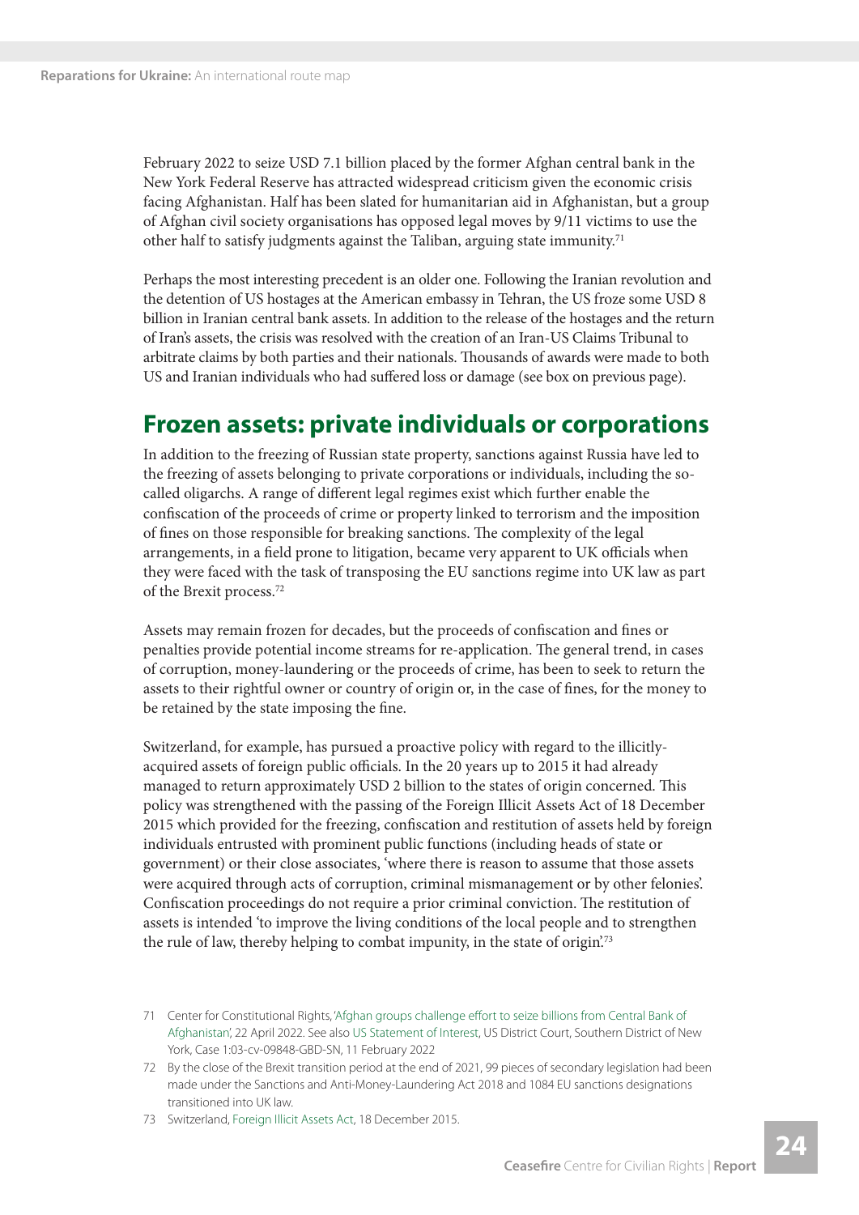February 2022 to seize USD 7.1 billion placed by the former Afghan central bank in the New York Federal Reserve has attracted widespread criticism given the economic crisis facing Afghanistan. Half has been slated for humanitarian aid in Afghanistan, but a group of Afghan civil society organisations has opposed legal moves by 9/11 victims to use the other half to satisfy judgments against the Taliban, arguing state immunity.[71]

Perhaps the most interesting precedent is an older one. Following the Iranian revolution and the detention of US hostages at the American embassy in Tehran, the US froze some USD 8 billion in Iranian central bank assets. In addition to the release of the hostages and the return of Iran's assets, the crisis was resolved with the creation of an Iran-US Claims Tribunal to arbitrate claims by both parties and their nationals. Thousands of awards were made to both US and Iranian individuals who had suffered loss or damage (see box on previous page).

## Frozen assets: private individuals or corporations

In addition to the freezing of Russian state property, sanctions against Russia have led to the freezing of assets belonging to private corporations or individuals, including the so-called oligarchs. A range of different legal regimes exist which further enable the confiscation of the proceeds of crime or property linked to terrorism and the imposition of fines on those responsible for breaking sanctions. The complexity of the legal arrangements, in a field prone to litigation, became very apparent to UK officials when they were faced with the task of transposing the EU sanctions regime into UK law as part of the Brexit process.[72]

Assets may remain frozen for decades, but the proceeds of confiscation and fines or penalties provide potential income streams for re-application. The general trend, in cases of corruption, money-laundering or the proceeds of crime, has been to seek to return the assets to their rightful owner or country of origin or, in the case of fines, for the money to be retained by the state imposing the fine.

Switzerland, for example, has pursued a proactive policy with regard to the illicitly-acquired assets of foreign public officials. In the 20 years up to 2015 it had already managed to return approximately USD 2 billion to the states of origin concerned. This policy was strengthened with the passing of the Foreign Illicit Assets Act of 18 December 2015 which provided for the freezing, confiscation and restitution of assets held by foreign individuals entrusted with prominent public functions (including heads of state or government) or their close associates, 'where there is reason to assume that those assets were acquired through acts of corruption, criminal mismanagement or by other felonies'. Confiscation proceedings do not require a prior criminal conviction. The restitution of assets is intended 'to improve the living conditions of the local people and to strengthen the rule of law, thereby helping to combat impunity, in the state of origin'.[73]

---

71 Center for Constitutional Rights, 'Afghan groups challenge effort to seize billions from Central Bank of Afghanistan', 22 April 2022. See also US Statement of Interest, US District Court, Southern District of New York, Case 1:03-cv-09848-GBD-SN, 11 February 2022

72 By the close of the Brexit transition period at the end of 2021, 99 pieces of secondary legislation had been made under the Sanctions and Anti-Money-Laundering Act 2018 and 1084 EU sanctions designations transitioned into UK law.

73 Switzerland, Foreign Illicit Assets Act, 18 December 2015.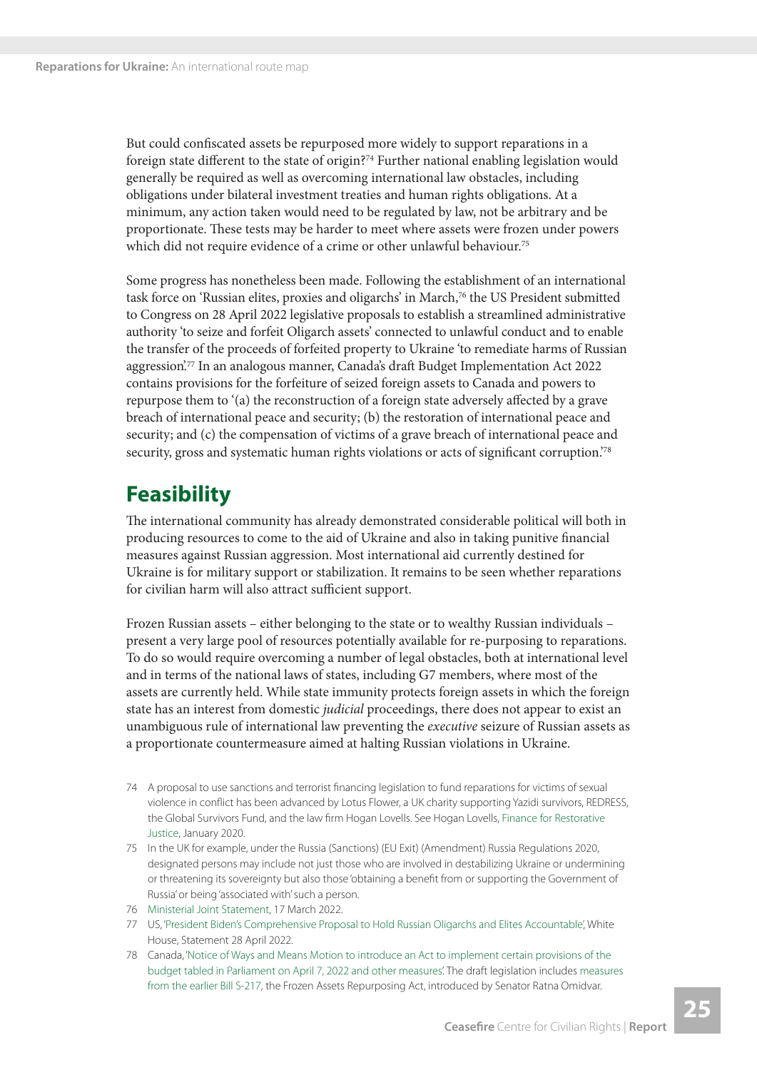But could confiscated assets be repurposed more widely to support reparations in a foreign state different to the state of origin?[74] Further national enabling legislation would generally be required as well as overcoming international law obstacles, including obligations under bilateral investment treaties and human rights obligations. At a minimum, any action taken would need to be regulated by law, not be arbitrary and be proportionate. These tests may be harder to meet where assets were frozen under powers which did not require evidence of a crime or other unlawful behaviour.[75]

Some progress has nonetheless been made. Following the establishment of an international task force on 'Russian elites, proxies and oligarchs' in March,[76] the US President submitted to Congress on 28 April 2022 legislative proposals to establish a streamlined administrative authority 'to seize and forfeit Oligarch assets' connected to unlawful conduct and to enable the transfer of the proceeds of forfeited property to Ukraine 'to remediate harms of Russian aggression'.[77] In an analogous manner, Canada's draft Budget Implementation Act 2022 contains provisions for the forfeiture of seized foreign assets to Canada and powers to repurpose them to '(a) the reconstruction of a foreign state adversely affected by a grave breach of international peace and security; (b) the restoration of international peace and security; and (c) the compensation of victims of a grave breach of international peace and security, gross and systematic human rights violations or acts of significant corruption'.[78]

## Feasibility

The international community has already demonstrated considerable political will both in producing resources to come to the aid of Ukraine and also in taking punitive financial measures against Russian aggression. Most international aid currently destined for Ukraine is for military support or stabilization. It remains to be seen whether reparations for civilian harm will also attract sufficient support.

Frozen Russian assets – either belonging to the state or to wealthy Russian individuals – present a very large pool of resources potentially available for re-purposing to reparations. To do so would require overcoming a number of legal obstacles, both at international level and in terms of the national laws of states, including G7 members, where most of the assets are currently held. While state immunity protects foreign assets in which the foreign state has an interest from domestic *judicial* proceedings, there does not appear to exist an unambiguous rule of international law preventing the *executive* seizure of Russian assets as a proportionate countermeasure aimed at halting Russian violations in Ukraine.

74 A proposal to use sanctions and terrorist financing legislation to fund reparations for victims of sexual violence in conflict has been advanced by Lotus Flower, a UK charity supporting Yazidi survivors, REDRESS, the Global Survivors Fund, and the law firm Hogan Lovells. See Hogan Lovells, Finance for Restorative Justice, January 2020.

75 In the UK for example, under the Russia (Sanctions) (EU Exit) (Amendment) Russia Regulations 2020, designated persons may include not just those who are involved in destabilizing Ukraine or undermining or threatening its sovereignty but also those 'obtaining a benefit from or supporting the Government of Russia' or being 'associated with' such a person.

76 Ministerial Joint Statement, 17 March 2022.

77 US, 'President Biden's Comprehensive Proposal to Hold Russian Oligarchs and Elites Accountable', White House, Statement 28 April 2022.

78 Canada, 'Notice of Ways and Means Motion to introduce an Act to implement certain provisions of the budget tabled in Parliament on April 7, 2022 and other measures'. The draft legislation includes measures from the earlier Bill S-217, the Frozen Assets Repurposing Act, introduced by Senator Ratna Omidvar.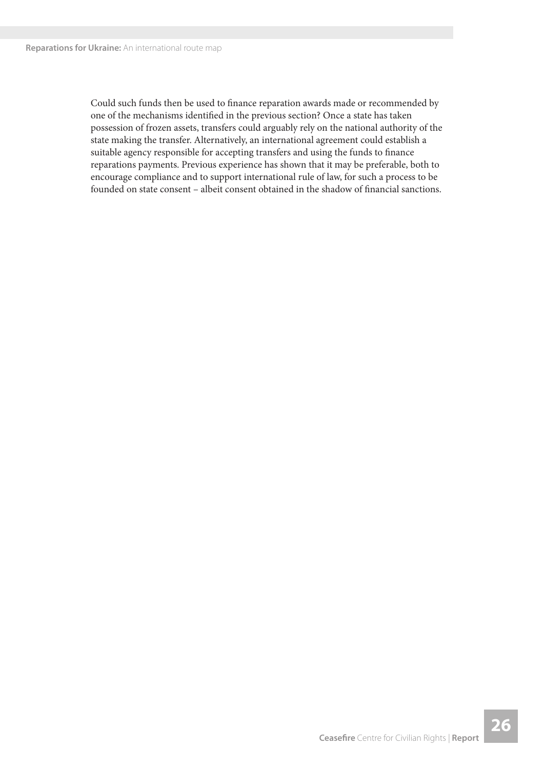Could such funds then be used to finance reparation awards made or recommended by one of the mechanisms identified in the previous section? Once a state has taken possession of frozen assets, transfers could arguably rely on the national authority of the state making the transfer. Alternatively, an international agreement could establish a suitable agency responsible for accepting transfers and using the funds to finance reparations payments. Previous experience has shown that it may be preferable, both to encourage compliance and to support international rule of law, for such a process to be founded on state consent – albeit consent obtained in the shadow of financial sanctions.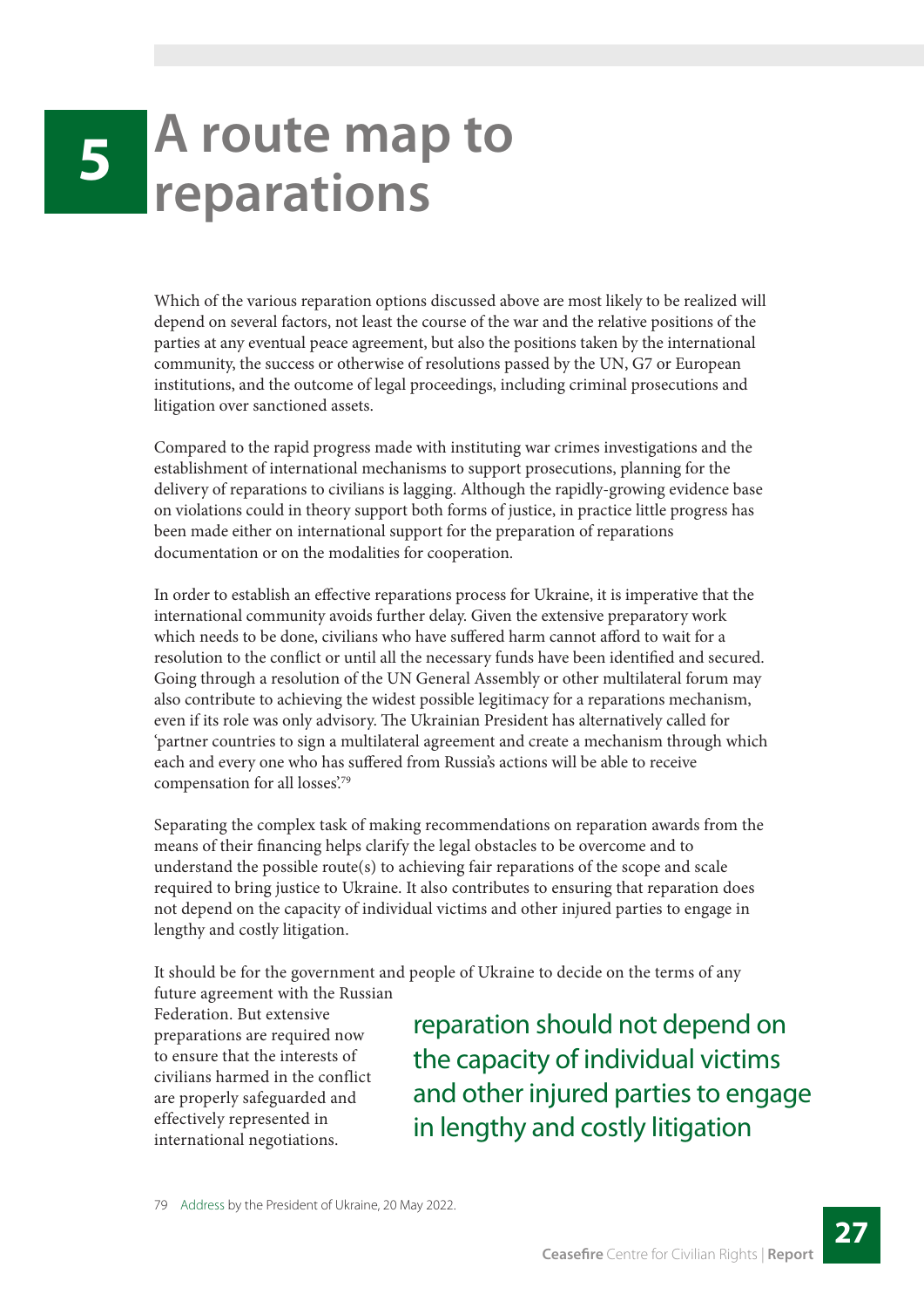# 5 A route map to reparations

Which of the various reparation options discussed above are most likely to be realized will depend on several factors, not least the course of the war and the relative positions of the parties at any eventual peace agreement, but also the positions taken by the international community, the success or otherwise of resolutions passed by the UN, G7 or European institutions, and the outcome of legal proceedings, including criminal prosecutions and litigation over sanctioned assets.

Compared to the rapid progress made with instituting war crimes investigations and the establishment of international mechanisms to support prosecutions, planning for the delivery of reparations to civilians is lagging. Although the rapidly-growing evidence base on violations could in theory support both forms of justice, in practice little progress has been made either on international support for the preparation of reparations documentation or on the modalities for cooperation.

In order to establish an effective reparations process for Ukraine, it is imperative that the international community avoids further delay. Given the extensive preparatory work which needs to be done, civilians who have suffered harm cannot afford to wait for a resolution to the conflict or until all the necessary funds have been identified and secured. Going through a resolution of the UN General Assembly or other multilateral forum may also contribute to achieving the widest possible legitimacy for a reparations mechanism, even if its role was only advisory. The Ukrainian President has alternatively called for 'partner countries to sign a multilateral agreement and create a mechanism through which each and every one who has suffered from Russia's actions will be able to receive compensation for all losses'.[79]

Separating the complex task of making recommendations on reparation awards from the means of their financing helps clarify the legal obstacles to be overcome and to understand the possible route(s) to achieving fair reparations of the scope and scale required to bring justice to Ukraine. It also contributes to ensuring that reparation does not depend on the capacity of individual victims and other injured parties to engage in lengthy and costly litigation.

It should be for the government and people of Ukraine to decide on the terms of any future agreement with the Russian Federation. But extensive preparations are required now to ensure that the interests of civilians harmed in the conflict are properly safeguarded and effectively represented in international negotiations.

> reparation should not depend on the capacity of individual victims and other injured parties to engage in lengthy and costly litigation

79 Address by the President of Ukraine, 20 May 2022.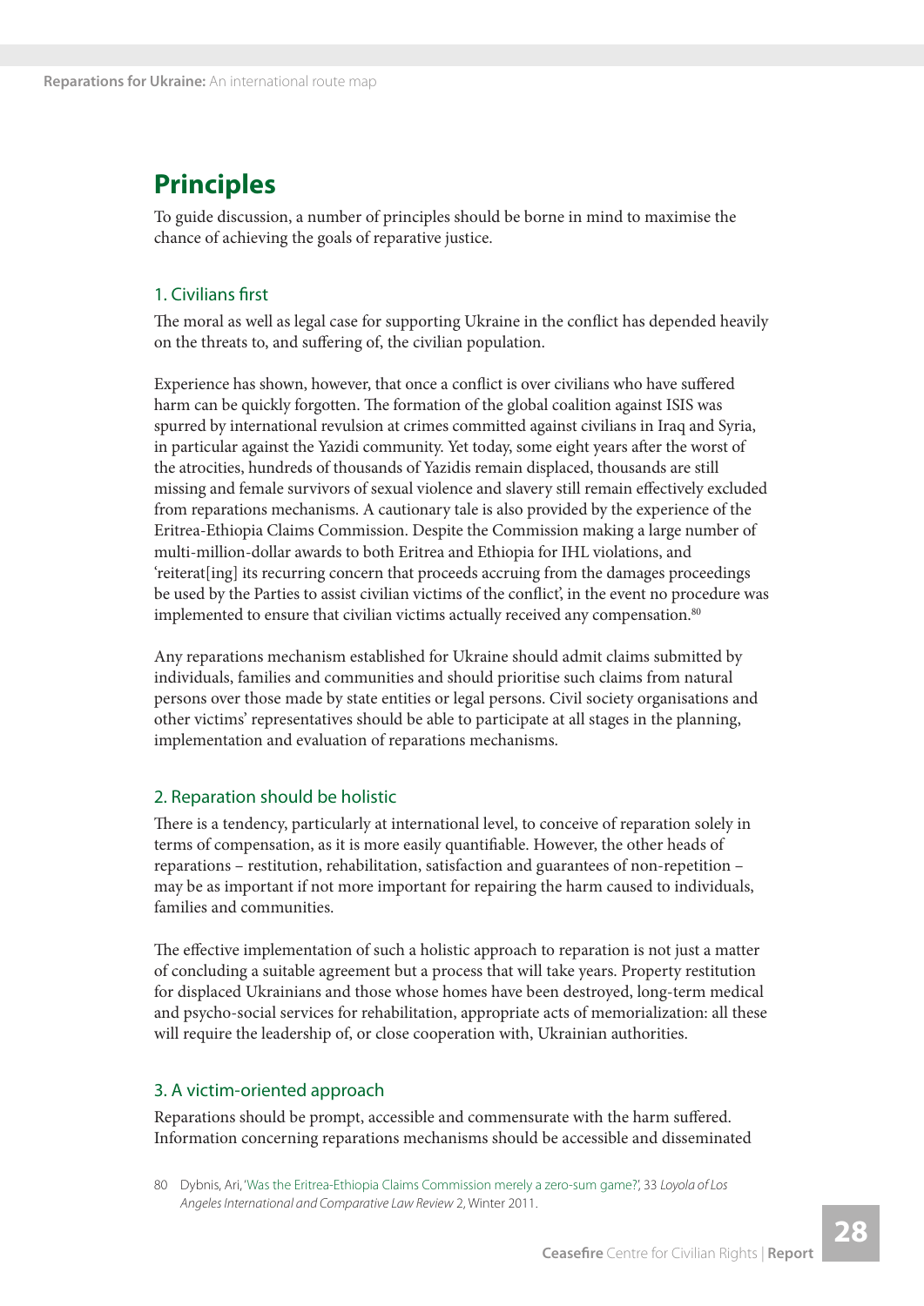## Principles

To guide discussion, a number of principles should be borne in mind to maximise the chance of achieving the goals of reparative justice.

### 1. Civilians first

The moral as well as legal case for supporting Ukraine in the conflict has depended heavily on the threats to, and suffering of, the civilian population.

Experience has shown, however, that once a conflict is over civilians who have suffered harm can be quickly forgotten. The formation of the global coalition against ISIS was spurred by international revulsion at crimes committed against civilians in Iraq and Syria, in particular against the Yazidi community. Yet today, some eight years after the worst of the atrocities, hundreds of thousands of Yazidis remain displaced, thousands are still missing and female survivors of sexual violence and slavery still remain effectively excluded from reparations mechanisms. A cautionary tale is also provided by the experience of the Eritrea-Ethiopia Claims Commission. Despite the Commission making a large number of multi-million-dollar awards to both Eritrea and Ethiopia for IHL violations, and 'reiterat[ing] its recurring concern that proceeds accruing from the damages proceedings be used by the Parties to assist civilian victims of the conflict', in the event no procedure was implemented to ensure that civilian victims actually received any compensation.[80]

Any reparations mechanism established for Ukraine should admit claims submitted by individuals, families and communities and should prioritise such claims from natural persons over those made by state entities or legal persons. Civil society organisations and other victims' representatives should be able to participate at all stages in the planning, implementation and evaluation of reparations mechanisms.

### 2. Reparation should be holistic

There is a tendency, particularly at international level, to conceive of reparation solely in terms of compensation, as it is more easily quantifiable. However, the other heads of reparations – restitution, rehabilitation, satisfaction and guarantees of non-repetition – may be as important if not more important for repairing the harm caused to individuals, families and communities.

The effective implementation of such a holistic approach to reparation is not just a matter of concluding a suitable agreement but a process that will take years. Property restitution for displaced Ukrainians and those whose homes have been destroyed, long-term medical and psycho-social services for rehabilitation, appropriate acts of memorialization: all these will require the leadership of, or close cooperation with, Ukrainian authorities.

### 3. A victim-oriented approach

Reparations should be prompt, accessible and commensurate with the harm suffered. Information concerning reparations mechanisms should be accessible and disseminated

80 Dybnis, Ari, 'Was the Eritrea-Ethiopia Claims Commission merely a zero-sum game?', 33 *Loyola of Los Angeles International and Comparative Law Review* 2, Winter 2011.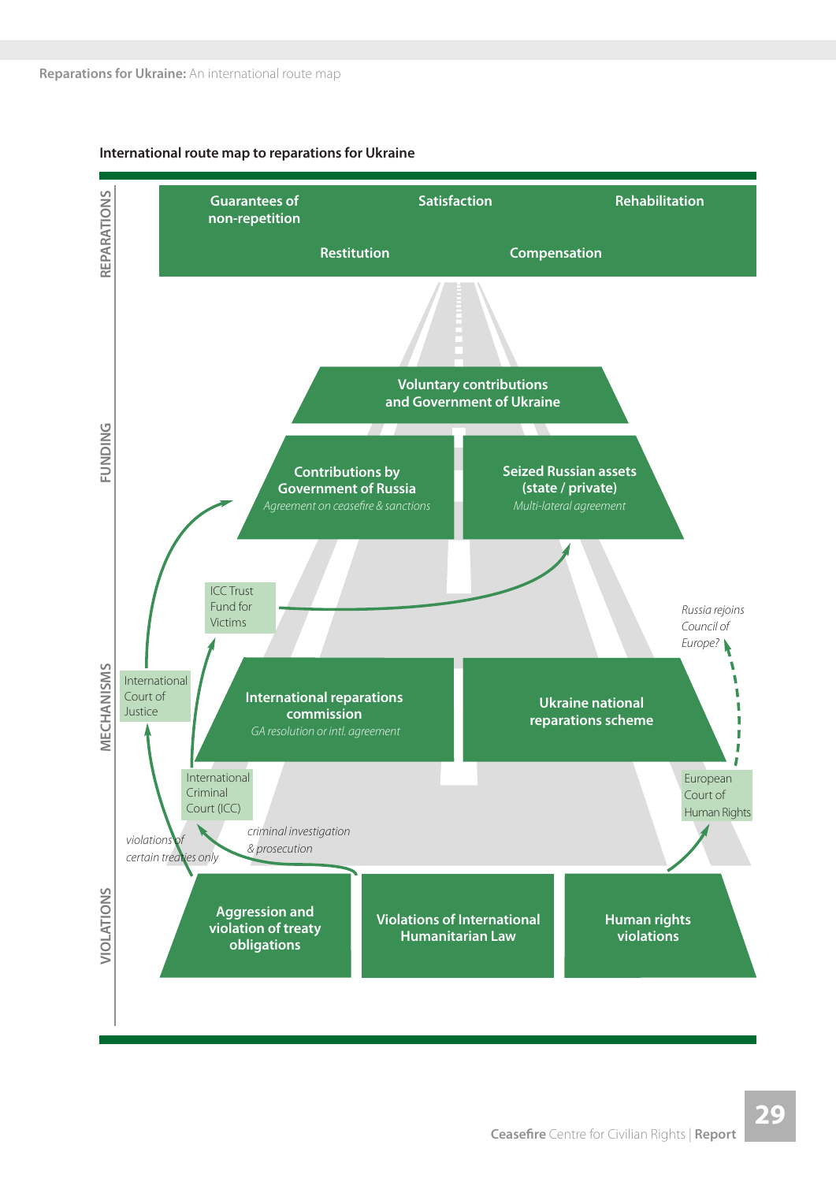**International route map to reparations for Ukraine**

**REPARATIONS**

- Guarantees of non-repetition
- Satisfaction
- Rehabilitation
- Restitution
- Compensation

**FUNDING**

- Voluntary contributions and Government of Ukraine
- Contributions by Government of Russia — *Agreement on ceasefire & sanctions*
- Seized Russian assets (state / private) — *Multi-lateral agreement*

**MECHANISMS**

- ICC Trust Fund for Victims
- International Court of Justice
- International reparations commission — *GA resolution or intl. agreement*
- Ukraine national reparations scheme
- International Criminal Court (ICC)
- European Court of Human Rights
- *Russia rejoins Council of Europe?*
- *violations of certain treaties only*
- *criminal investigation & prosecution*

**VIOLATIONS**

- Aggression and violation of treaty obligations
- Violations of International Humanitarian Law
- Human rights violations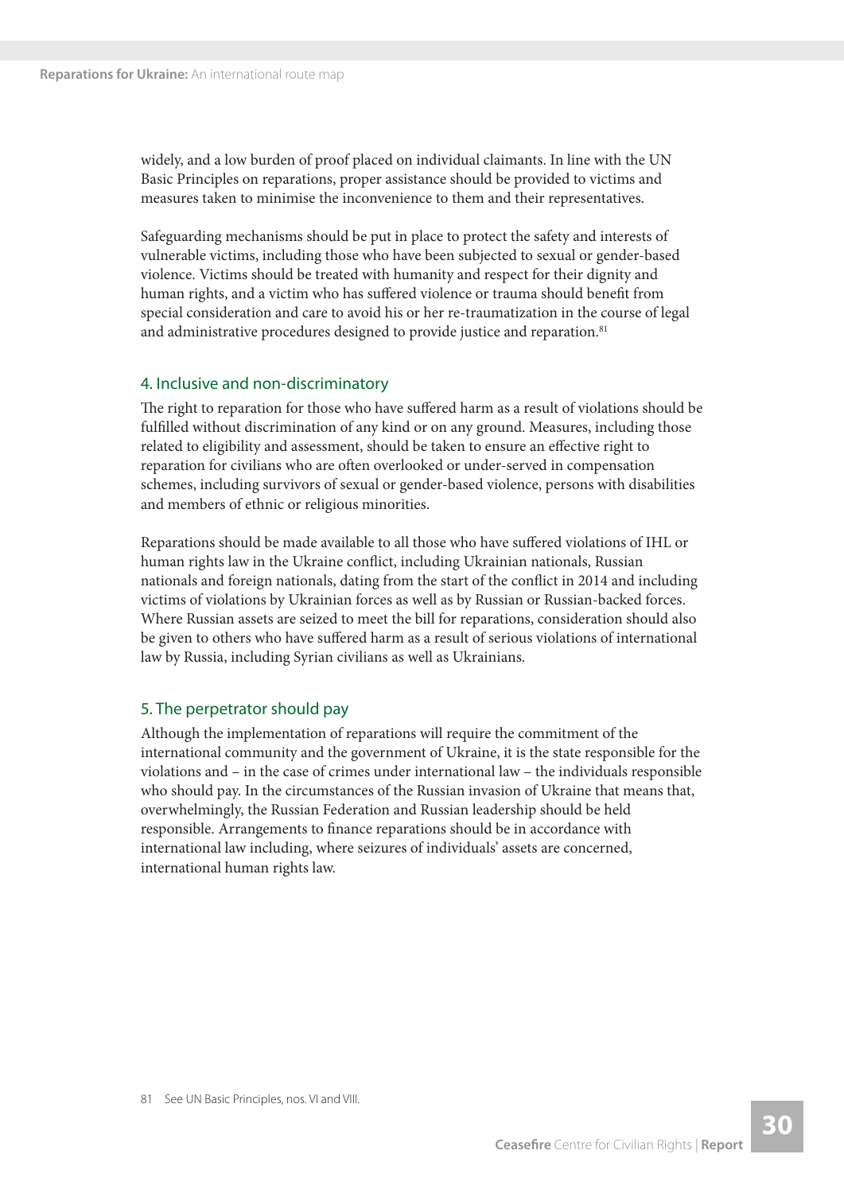widely, and a low burden of proof placed on individual claimants. In line with the UN Basic Principles on reparations, proper assistance should be provided to victims and measures taken to minimise the inconvenience to them and their representatives.

Safeguarding mechanisms should be put in place to protect the safety and interests of vulnerable victims, including those who have been subjected to sexual or gender-based violence. Victims should be treated with humanity and respect for their dignity and human rights, and a victim who has suffered violence or trauma should benefit from special consideration and care to avoid his or her re-traumatization in the course of legal and administrative procedures designed to provide justice and reparation.[81]

### 4. Inclusive and non-discriminatory

The right to reparation for those who have suffered harm as a result of violations should be fulfilled without discrimination of any kind or on any ground. Measures, including those related to eligibility and assessment, should be taken to ensure an effective right to reparation for civilians who are often overlooked or under-served in compensation schemes, including survivors of sexual or gender-based violence, persons with disabilities and members of ethnic or religious minorities.

Reparations should be made available to all those who have suffered violations of IHL or human rights law in the Ukraine conflict, including Ukrainian nationals, Russian nationals and foreign nationals, dating from the start of the conflict in 2014 and including victims of violations by Ukrainian forces as well as by Russian or Russian-backed forces. Where Russian assets are seized to meet the bill for reparations, consideration should also be given to others who have suffered harm as a result of serious violations of international law by Russia, including Syrian civilians as well as Ukrainians.

### 5. The perpetrator should pay

Although the implementation of reparations will require the commitment of the international community and the government of Ukraine, it is the state responsible for the violations and – in the case of crimes under international law – the individuals responsible who should pay. In the circumstances of the Russian invasion of Ukraine that means that, overwhelmingly, the Russian Federation and Russian leadership should be held responsible. Arrangements to finance reparations should be in accordance with international law including, where seizures of individuals' assets are concerned, international human rights law.

81 See UN Basic Principles, nos. VI and VIII.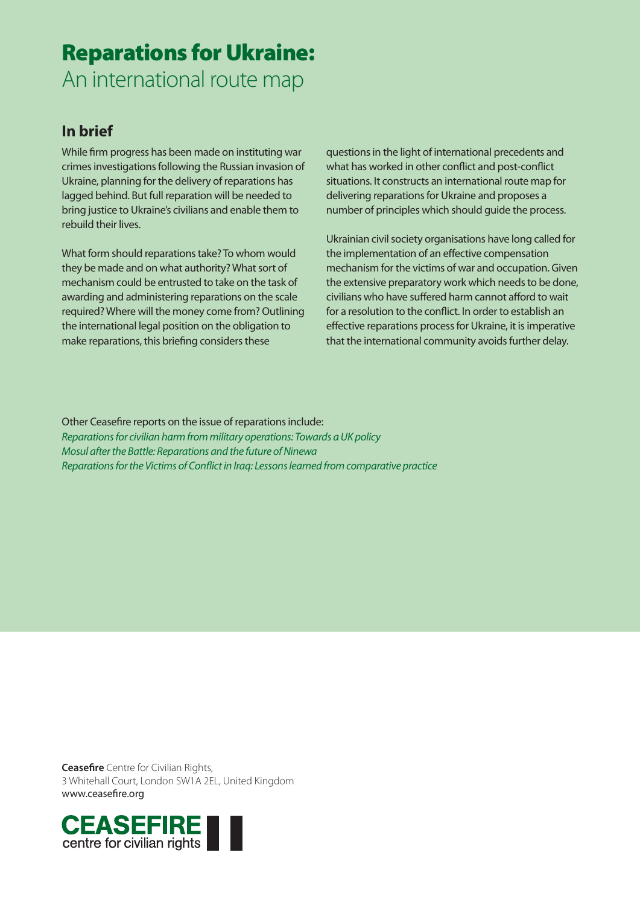# Reparations for Ukraine:

An international route map

## In brief

While firm progress has been made on instituting war crimes investigations following the Russian invasion of Ukraine, planning for the delivery of reparations has lagged behind. But full reparation will be needed to bring justice to Ukraine's civilians and enable them to rebuild their lives.

What form should reparations take? To whom would they be made and on what authority? What sort of mechanism could be entrusted to take on the task of awarding and administering reparations on the scale required? Where will the money come from? Outlining the international legal position on the obligation to make reparations, this briefing considers these questions in the light of international precedents and what has worked in other conflict and post-conflict situations. It constructs an international route map for delivering reparations for Ukraine and proposes a number of principles which should guide the process.

Ukrainian civil society organisations have long called for the implementation of an effective compensation mechanism for the victims of war and occupation. Given the extensive preparatory work which needs to be done, civilians who have suffered harm cannot afford to wait for a resolution to the conflict. In order to establish an effective reparations process for Ukraine, it is imperative that the international community avoids further delay.

Other Ceasefire reports on the issue of reparations include:

*Reparations for civilian harm from military operations: Towards a UK policy*

*Mosul after the Battle: Reparations and the future of Ninewa*

*Reparations for the Victims of Conflict in Iraq: Lessons learned from comparative practice*

**Ceasefire** Centre for Civilian Rights,
3 Whitehall Court, London SW1A 2EL, United Kingdom
www.ceasefire.org

CEASEFIRE
centre for civilian rights